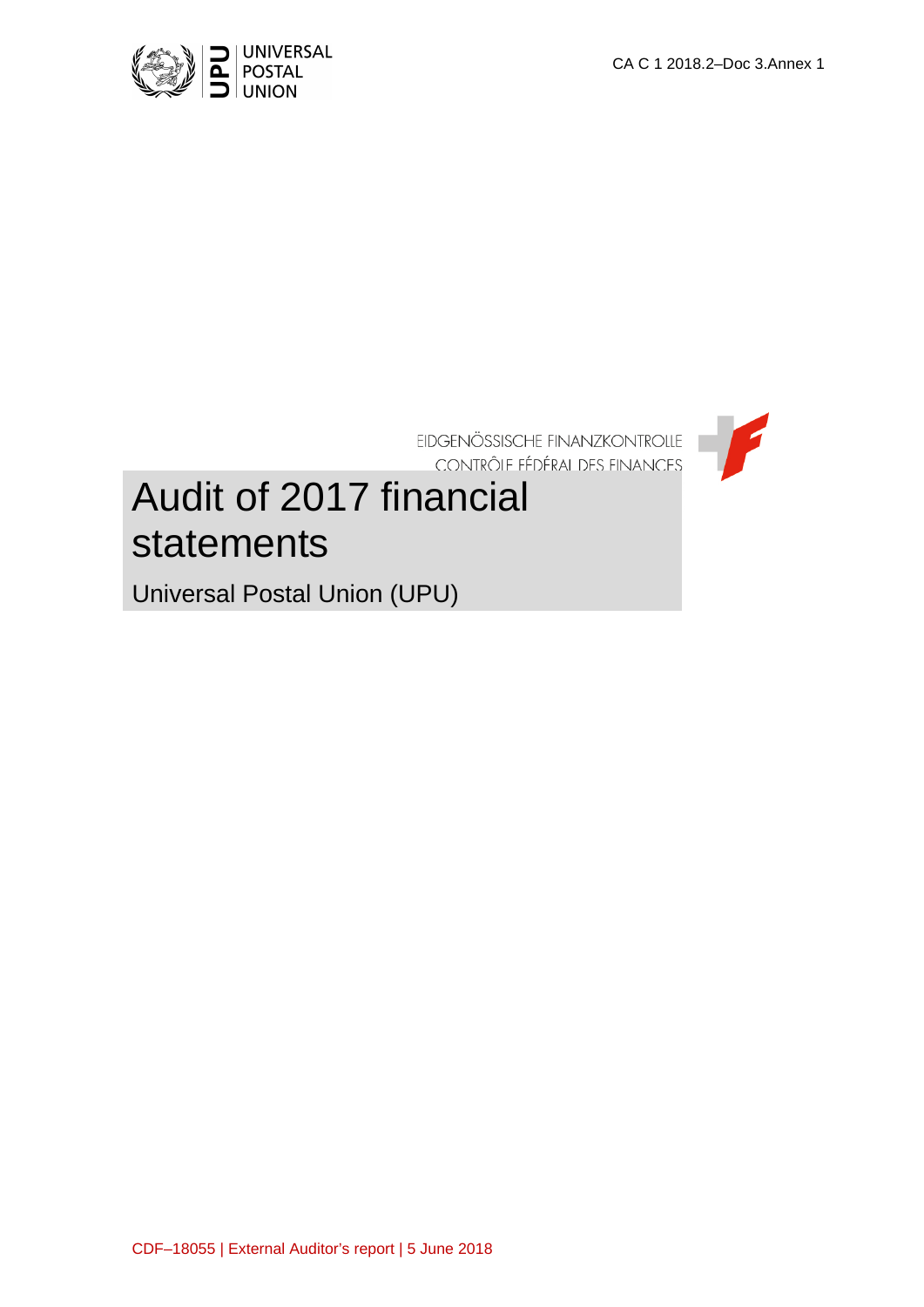UNIVERSAL POSTAL UNION

CA C 1 2018.2–Doc 3.Annex 1

EIDGENÖSSISCHE FINANZKONTROLLE
CONTRÔLE FÉDÉRAL DES FINANCES

# Audit of 2017 financial statements

## Universal Postal Union (UPU)

CDF–18055 | External Auditor's report | 5 June 2018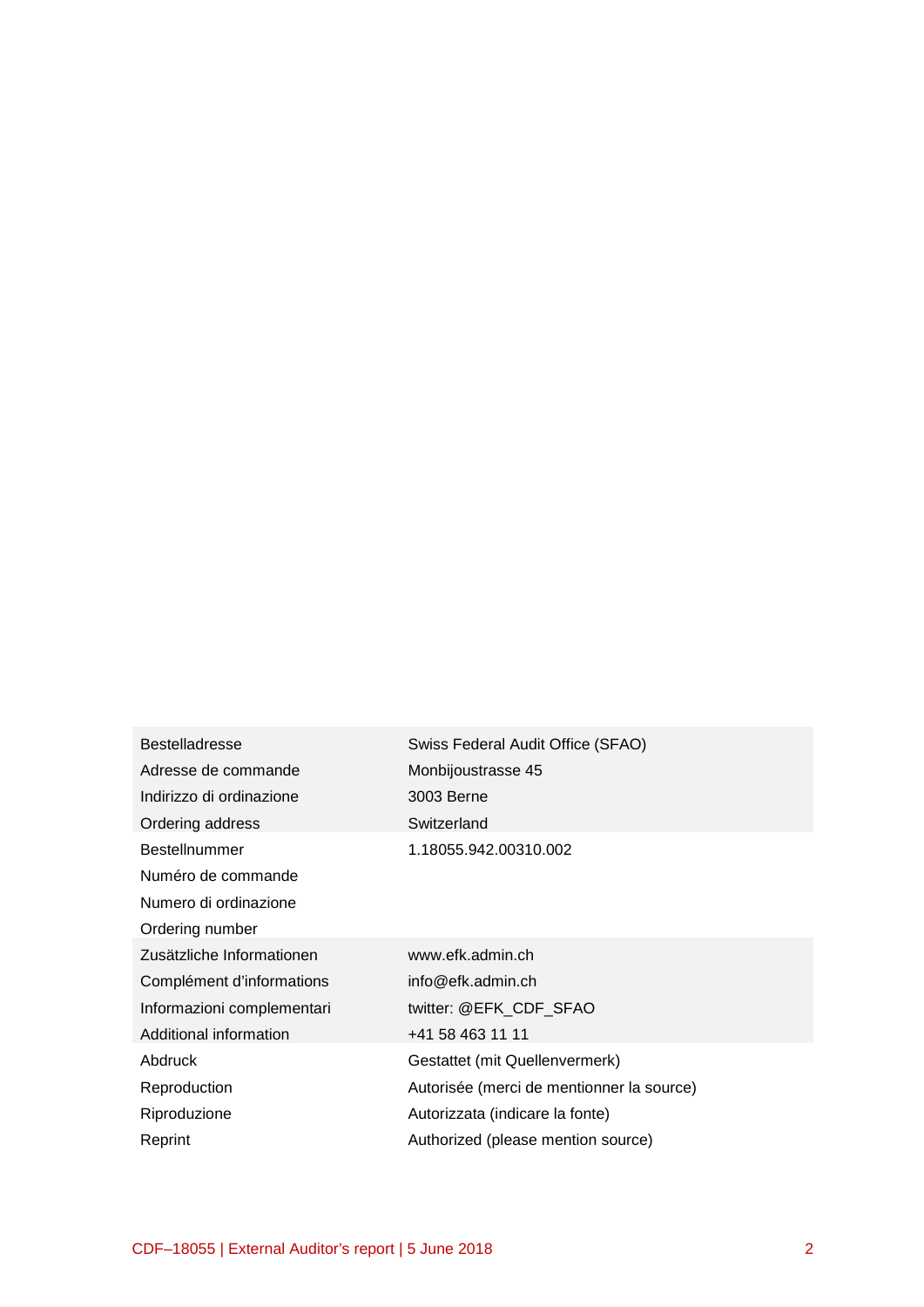| | |
|---|---|
| Bestelladresse<br>Adresse de commande<br>Indirizzo di ordinazione<br>Ordering address | Swiss Federal Audit Office (SFAO)<br>Monbijoustrasse 45<br>3003 Berne<br>Switzerland |
| Bestellnummer<br>Numéro de commande<br>Numero di ordinazione<br>Ordering number | 1.18055.942.00310.002 |
| Zusätzliche Informationen<br>Complément d'informations<br>Informazioni complementari<br>Additional information | www.efk.admin.ch<br>info@efk.admin.ch<br>twitter: @EFK_CDF_SFAO<br>+41 58 463 11 11 |
| Abdruck<br>Reproduction<br>Riproduzione<br>Reprint | Gestattet (mit Quellenvermerk)<br>Autorisée (merci de mentionner la source)<br>Autorizzata (indicare la fonte)<br>Authorized (please mention source) |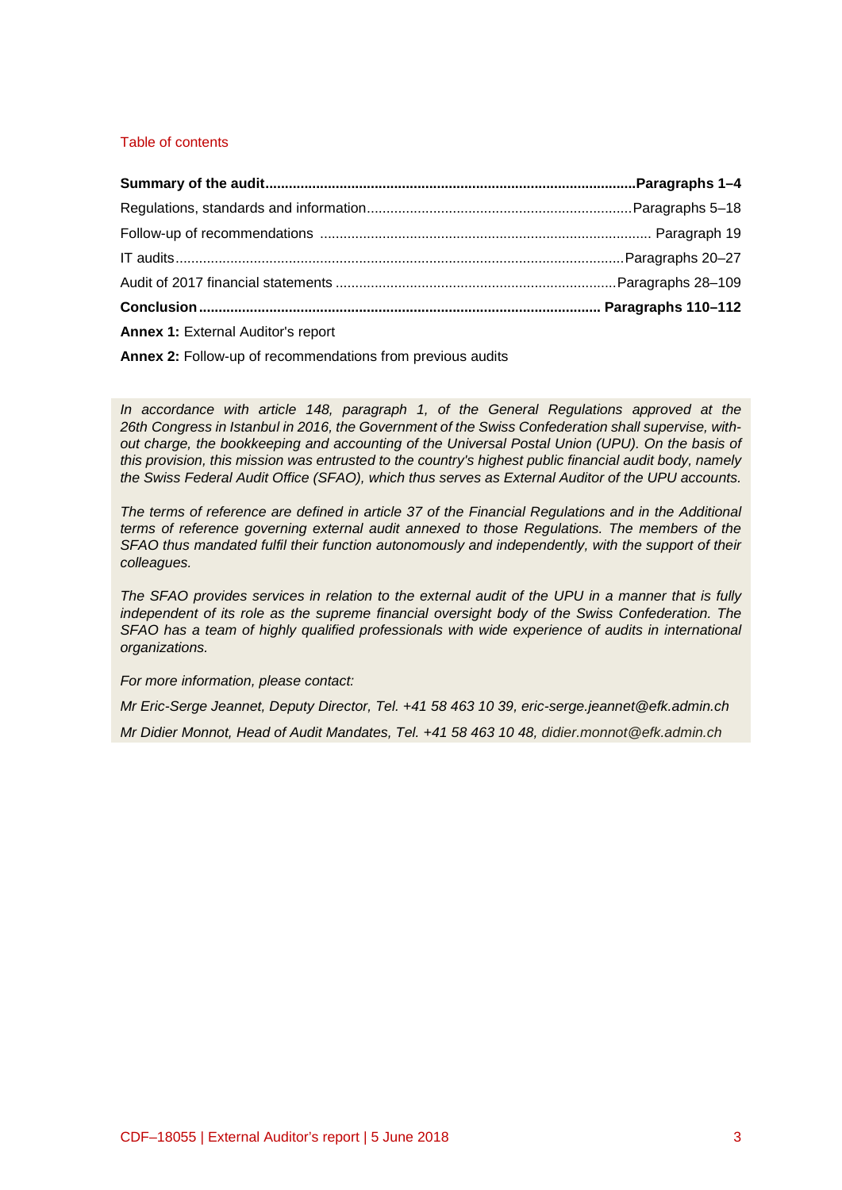## Table of contents

**Summary of the audit** ........ **Paragraphs 1–4**

Regulations, standards and information ........ Paragraphs 5–18

Follow-up of recommendations ........ Paragraph 19

IT audits ........ Paragraphs 20–27

Audit of 2017 financial statements ........ Paragraphs 28–109

**Conclusion** ........ **Paragraphs 110–112**

**Annex 1:** External Auditor's report

**Annex 2:** Follow-up of recommendations from previous audits

*In accordance with article 148, paragraph 1, of the General Regulations approved at the 26th Congress in Istanbul in 2016, the Government of the Swiss Confederation shall supervise, without charge, the bookkeeping and accounting of the Universal Postal Union (UPU). On the basis of this provision, this mission was entrusted to the country's highest public financial audit body, namely the Swiss Federal Audit Office (SFAO), which thus serves as External Auditor of the UPU accounts.*

*The terms of reference are defined in article 37 of the Financial Regulations and in the Additional terms of reference governing external audit annexed to those Regulations. The members of the SFAO thus mandated fulfil their function autonomously and independently, with the support of their colleagues.*

*The SFAO provides services in relation to the external audit of the UPU in a manner that is fully independent of its role as the supreme financial oversight body of the Swiss Confederation. The SFAO has a team of highly qualified professionals with wide experience of audits in international organizations.*

*For more information, please contact:*

*Mr Eric-Serge Jeannet, Deputy Director, Tel. +41 58 463 10 39, eric-serge.jeannet@efk.admin.ch*

*Mr Didier Monnot, Head of Audit Mandates, Tel. +41 58 463 10 48, didier.monnot@efk.admin.ch*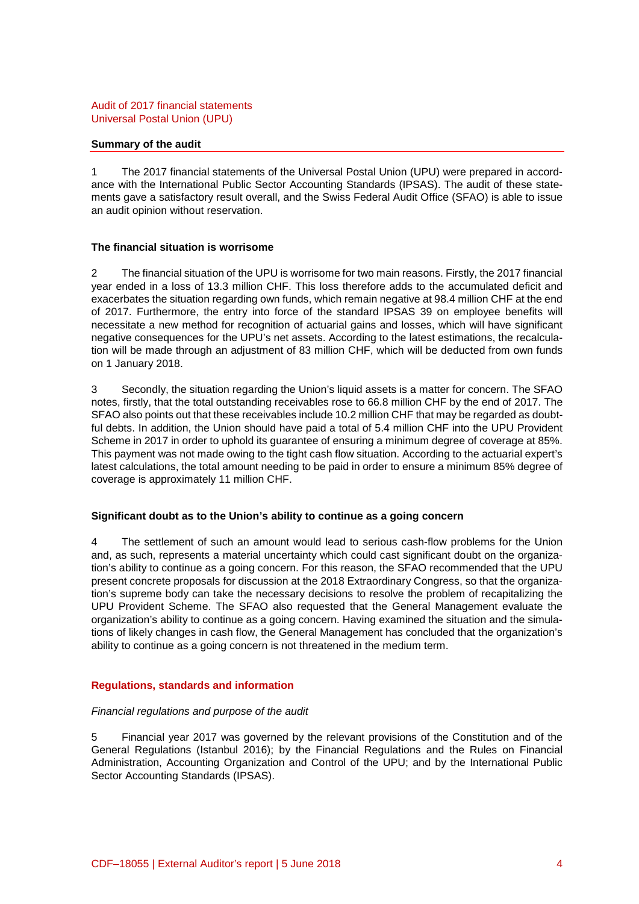Audit of 2017 financial statements
Universal Postal Union (UPU)

**Summary of the audit**

1 The 2017 financial statements of the Universal Postal Union (UPU) were prepared in accordance with the International Public Sector Accounting Standards (IPSAS). The audit of these statements gave a satisfactory result overall, and the Swiss Federal Audit Office (SFAO) is able to issue an audit opinion without reservation.

**The financial situation is worrisome**

2 The financial situation of the UPU is worrisome for two main reasons. Firstly, the 2017 financial year ended in a loss of 13.3 million CHF. This loss therefore adds to the accumulated deficit and exacerbates the situation regarding own funds, which remain negative at 98.4 million CHF at the end of 2017. Furthermore, the entry into force of the standard IPSAS 39 on employee benefits will necessitate a new method for recognition of actuarial gains and losses, which will have significant negative consequences for the UPU's net assets. According to the latest estimations, the recalculation will be made through an adjustment of 83 million CHF, which will be deducted from own funds on 1 January 2018.

3 Secondly, the situation regarding the Union's liquid assets is a matter for concern. The SFAO notes, firstly, that the total outstanding receivables rose to 66.8 million CHF by the end of 2017. The SFAO also points out that these receivables include 10.2 million CHF that may be regarded as doubtful debts. In addition, the Union should have paid a total of 5.4 million CHF into the UPU Provident Scheme in 2017 in order to uphold its guarantee of ensuring a minimum degree of coverage at 85%. This payment was not made owing to the tight cash flow situation. According to the actuarial expert's latest calculations, the total amount needing to be paid in order to ensure a minimum 85% degree of coverage is approximately 11 million CHF.

**Significant doubt as to the Union's ability to continue as a going concern**

4 The settlement of such an amount would lead to serious cash-flow problems for the Union and, as such, represents a material uncertainty which could cast significant doubt on the organization's ability to continue as a going concern. For this reason, the SFAO recommended that the UPU present concrete proposals for discussion at the 2018 Extraordinary Congress, so that the organization's supreme body can take the necessary decisions to resolve the problem of recapitalizing the UPU Provident Scheme. The SFAO also requested that the General Management evaluate the organization's ability to continue as a going concern. Having examined the situation and the simulations of likely changes in cash flow, the General Management has concluded that the organization's ability to continue as a going concern is not threatened in the medium term.

## Regulations, standards and information

*Financial regulations and purpose of the audit*

5 Financial year 2017 was governed by the relevant provisions of the Constitution and of the General Regulations (Istanbul 2016); by the Financial Regulations and the Rules on Financial Administration, Accounting Organization and Control of the UPU; and by the International Public Sector Accounting Standards (IPSAS).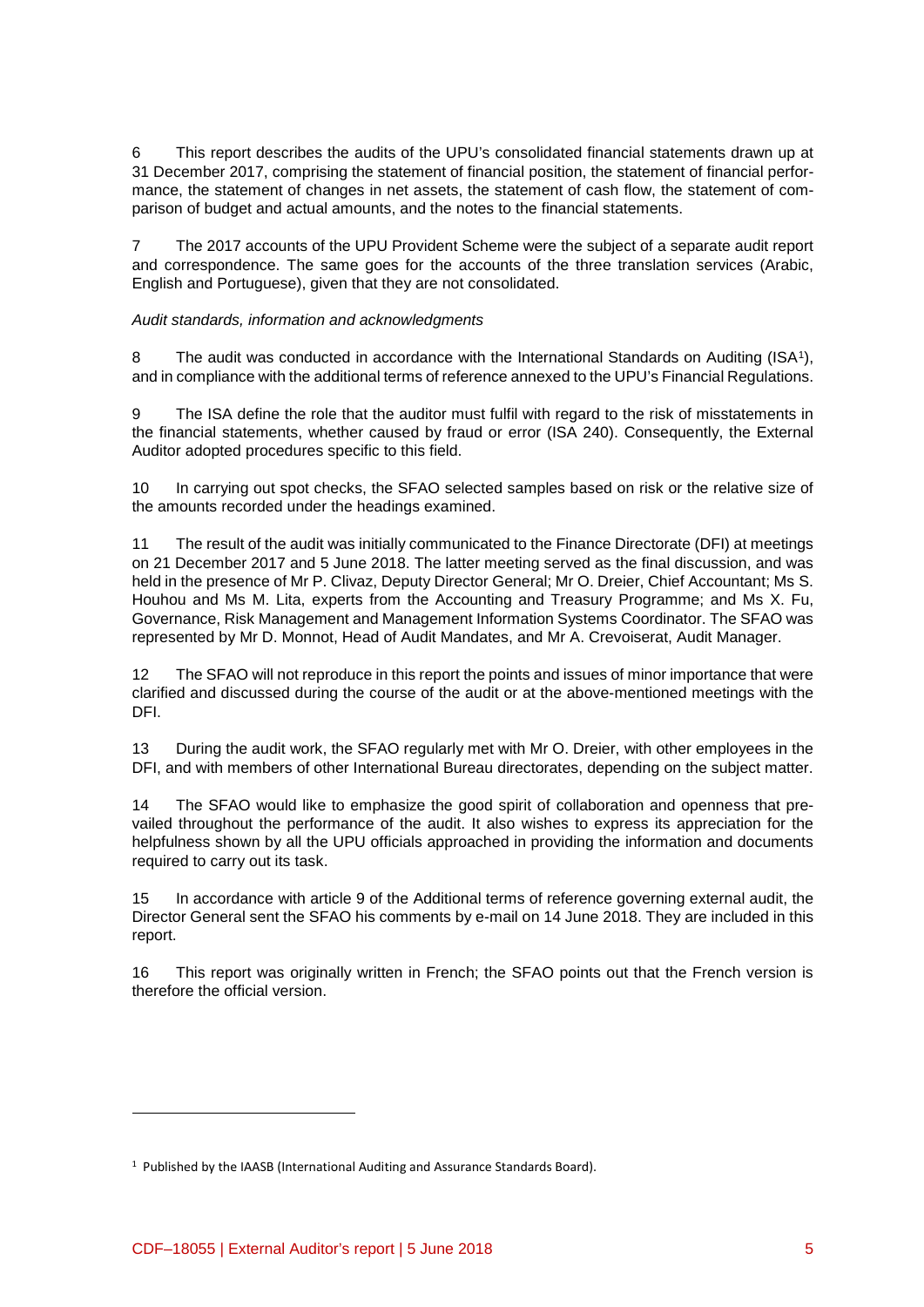6 This report describes the audits of the UPU's consolidated financial statements drawn up at 31 December 2017, comprising the statement of financial position, the statement of financial performance, the statement of changes in net assets, the statement of cash flow, the statement of comparison of budget and actual amounts, and the notes to the financial statements.

7 The 2017 accounts of the UPU Provident Scheme were the subject of a separate audit report and correspondence. The same goes for the accounts of the three translation services (Arabic, English and Portuguese), given that they are not consolidated.

*Audit standards, information and acknowledgments*

8 The audit was conducted in accordance with the International Standards on Auditing (ISA[1]), and in compliance with the additional terms of reference annexed to the UPU's Financial Regulations.

9 The ISA define the role that the auditor must fulfil with regard to the risk of misstatements in the financial statements, whether caused by fraud or error (ISA 240). Consequently, the External Auditor adopted procedures specific to this field.

10 In carrying out spot checks, the SFAO selected samples based on risk or the relative size of the amounts recorded under the headings examined.

11 The result of the audit was initially communicated to the Finance Directorate (DFI) at meetings on 21 December 2017 and 5 June 2018. The latter meeting served as the final discussion, and was held in the presence of Mr P. Clivaz, Deputy Director General; Mr O. Dreier, Chief Accountant; Ms S. Houhou and Ms M. Lita, experts from the Accounting and Treasury Programme; and Ms X. Fu, Governance, Risk Management and Management Information Systems Coordinator. The SFAO was represented by Mr D. Monnot, Head of Audit Mandates, and Mr A. Crevoiserat, Audit Manager.

12 The SFAO will not reproduce in this report the points and issues of minor importance that were clarified and discussed during the course of the audit or at the above-mentioned meetings with the DFI.

13 During the audit work, the SFAO regularly met with Mr O. Dreier, with other employees in the DFI, and with members of other International Bureau directorates, depending on the subject matter.

14 The SFAO would like to emphasize the good spirit of collaboration and openness that prevailed throughout the performance of the audit. It also wishes to express its appreciation for the helpfulness shown by all the UPU officials approached in providing the information and documents required to carry out its task.

15 In accordance with article 9 of the Additional terms of reference governing external audit, the Director General sent the SFAO his comments by e-mail on 14 June 2018. They are included in this report.

16 This report was originally written in French; the SFAO points out that the French version is therefore the official version.

[1] Published by the IAASB (International Auditing and Assurance Standards Board).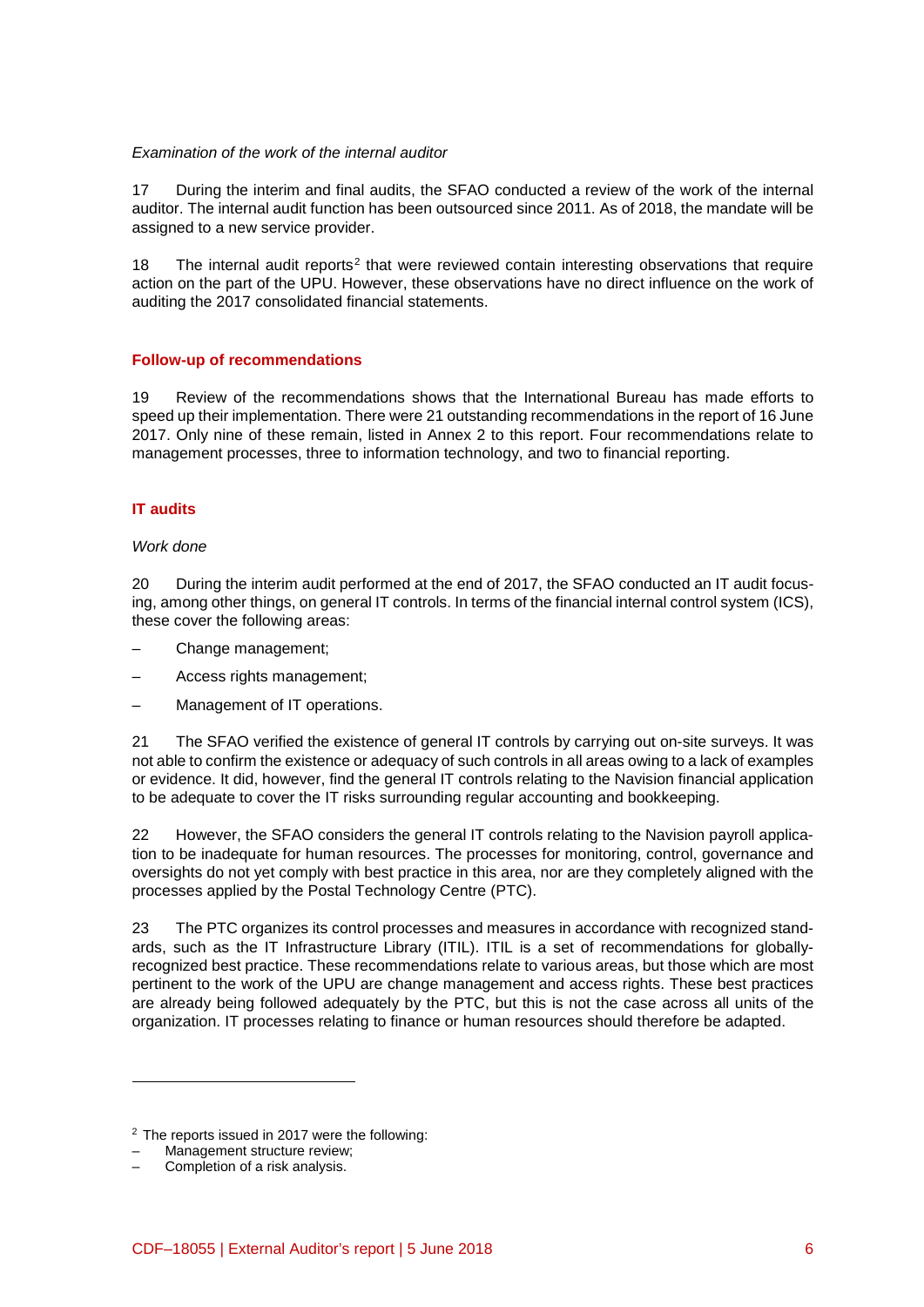*Examination of the work of the internal auditor*

17 During the interim and final audits, the SFAO conducted a review of the work of the internal auditor. The internal audit function has been outsourced since 2011. As of 2018, the mandate will be assigned to a new service provider.

18 The internal audit reports[2] that were reviewed contain interesting observations that require action on the part of the UPU. However, these observations have no direct influence on the work of auditing the 2017 consolidated financial statements.

## Follow-up of recommendations

19 Review of the recommendations shows that the International Bureau has made efforts to speed up their implementation. There were 21 outstanding recommendations in the report of 16 June 2017. Only nine of these remain, listed in Annex 2 to this report. Four recommendations relate to management processes, three to information technology, and two to financial reporting.

## IT audits

*Work done*

20 During the interim audit performed at the end of 2017, the SFAO conducted an IT audit focusing, among other things, on general IT controls. In terms of the financial internal control system (ICS), these cover the following areas:

– Change management;

– Access rights management;

– Management of IT operations.

21 The SFAO verified the existence of general IT controls by carrying out on-site surveys. It was not able to confirm the existence or adequacy of such controls in all areas owing to a lack of examples or evidence. It did, however, find the general IT controls relating to the Navision financial application to be adequate to cover the IT risks surrounding regular accounting and bookkeeping.

22 However, the SFAO considers the general IT controls relating to the Navision payroll application to be inadequate for human resources. The processes for monitoring, control, governance and oversights do not yet comply with best practice in this area, nor are they completely aligned with the processes applied by the Postal Technology Centre (PTC).

23 The PTC organizes its control processes and measures in accordance with recognized standards, such as the IT Infrastructure Library (ITIL). ITIL is a set of recommendations for globally-recognized best practice. These recommendations relate to various areas, but those which are most pertinent to the work of the UPU are change management and access rights. These best practices are already being followed adequately by the PTC, but this is not the case across all units of the organization. IT processes relating to finance or human resources should therefore be adapted.

---

[2] The reports issued in 2017 were the following:
– Management structure review;
– Completion of a risk analysis.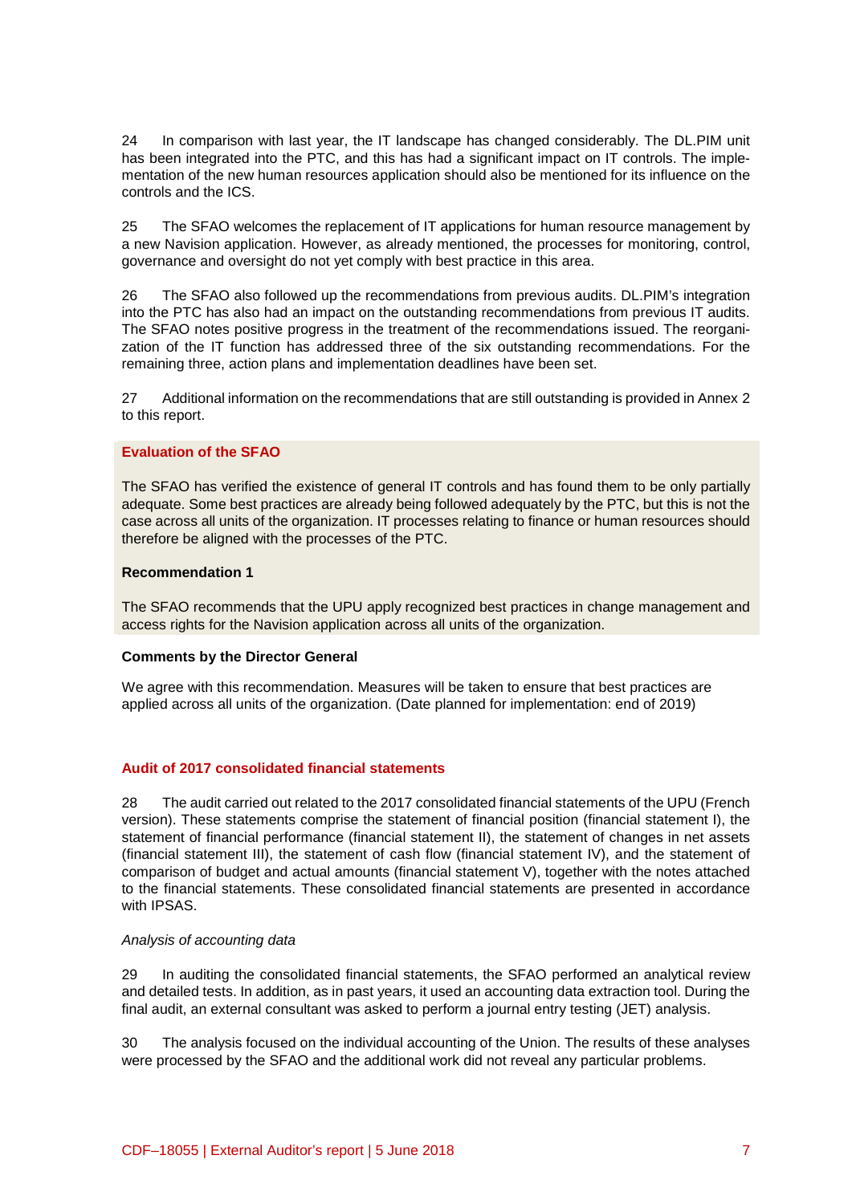24 In comparison with last year, the IT landscape has changed considerably. The DL.PIM unit has been integrated into the PTC, and this has had a significant impact on IT controls. The implementation of the new human resources application should also be mentioned for its influence on the controls and the ICS.

25 The SFAO welcomes the replacement of IT applications for human resource management by a new Navision application. However, as already mentioned, the processes for monitoring, control, governance and oversight do not yet comply with best practice in this area.

26 The SFAO also followed up the recommendations from previous audits. DL.PIM's integration into the PTC has also had an impact on the outstanding recommendations from previous IT audits. The SFAO notes positive progress in the treatment of the recommendations issued. The reorganization of the IT function has addressed three of the six outstanding recommendations. For the remaining three, action plans and implementation deadlines have been set.

27 Additional information on the recommendations that are still outstanding is provided in Annex 2 to this report.

### Evaluation of the SFAO

The SFAO has verified the existence of general IT controls and has found them to be only partially adequate. Some best practices are already being followed adequately by the PTC, but this is not the case across all units of the organization. IT processes relating to finance or human resources should therefore be aligned with the processes of the PTC.

**Recommendation 1**

The SFAO recommends that the UPU apply recognized best practices in change management and access rights for the Navision application across all units of the organization.

**Comments by the Director General**

We agree with this recommendation. Measures will be taken to ensure that best practices are applied across all units of the organization. (Date planned for implementation: end of 2019)

### Audit of 2017 consolidated financial statements

28 The audit carried out related to the 2017 consolidated financial statements of the UPU (French version). These statements comprise the statement of financial position (financial statement I), the statement of financial performance (financial statement II), the statement of changes in net assets (financial statement III), the statement of cash flow (financial statement IV), and the statement of comparison of budget and actual amounts (financial statement V), together with the notes attached to the financial statements. These consolidated financial statements are presented in accordance with IPSAS.

*Analysis of accounting data*

29 In auditing the consolidated financial statements, the SFAO performed an analytical review and detailed tests. In addition, as in past years, it used an accounting data extraction tool. During the final audit, an external consultant was asked to perform a journal entry testing (JET) analysis.

30 The analysis focused on the individual accounting of the Union. The results of these analyses were processed by the SFAO and the additional work did not reveal any particular problems.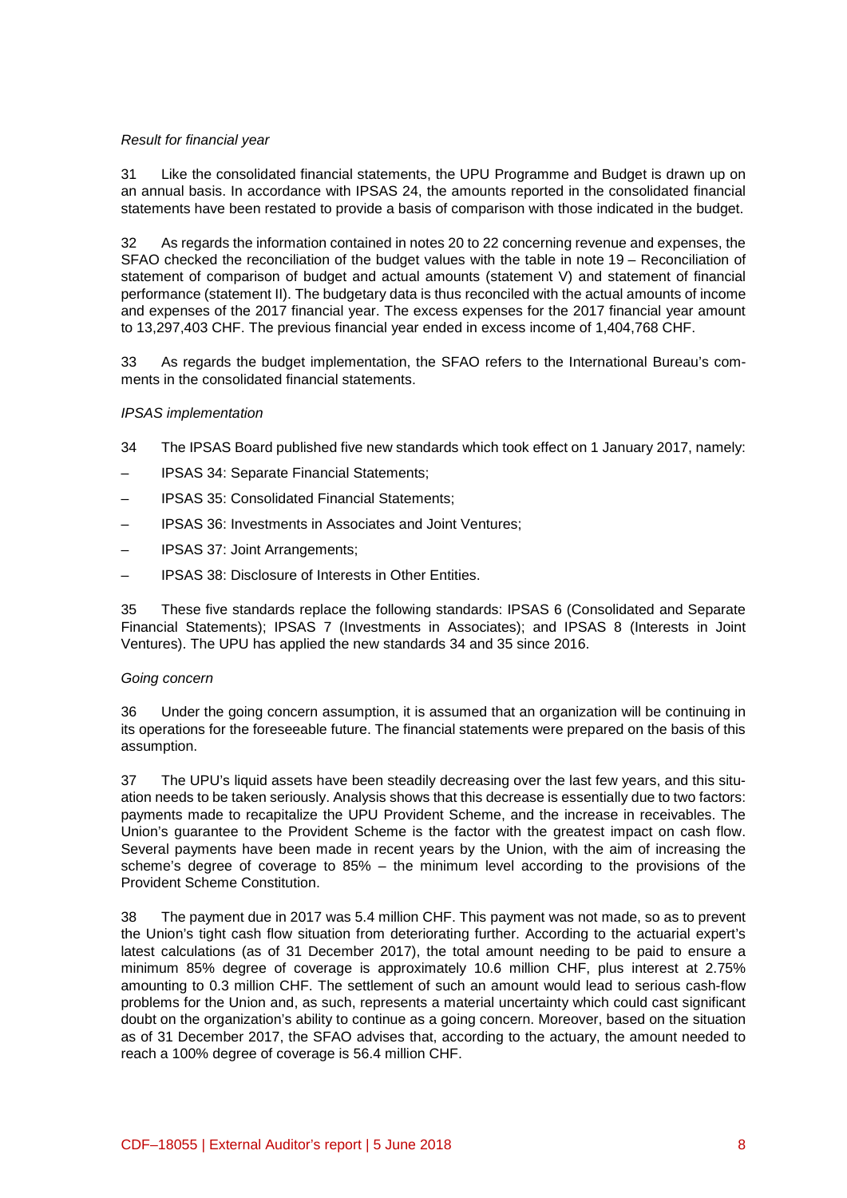*Result for financial year*

31 Like the consolidated financial statements, the UPU Programme and Budget is drawn up on an annual basis. In accordance with IPSAS 24, the amounts reported in the consolidated financial statements have been restated to provide a basis of comparison with those indicated in the budget.

32 As regards the information contained in notes 20 to 22 concerning revenue and expenses, the SFAO checked the reconciliation of the budget values with the table in note 19 – Reconciliation of statement of comparison of budget and actual amounts (statement V) and statement of financial performance (statement II). The budgetary data is thus reconciled with the actual amounts of income and expenses of the 2017 financial year. The excess expenses for the 2017 financial year amount to 13,297,403 CHF. The previous financial year ended in excess income of 1,404,768 CHF.

33 As regards the budget implementation, the SFAO refers to the International Bureau's comments in the consolidated financial statements.

*IPSAS implementation*

34 The IPSAS Board published five new standards which took effect on 1 January 2017, namely:

– IPSAS 34: Separate Financial Statements;
– IPSAS 35: Consolidated Financial Statements;
– IPSAS 36: Investments in Associates and Joint Ventures;
– IPSAS 37: Joint Arrangements;
– IPSAS 38: Disclosure of Interests in Other Entities.

35 These five standards replace the following standards: IPSAS 6 (Consolidated and Separate Financial Statements); IPSAS 7 (Investments in Associates); and IPSAS 8 (Interests in Joint Ventures). The UPU has applied the new standards 34 and 35 since 2016.

*Going concern*

36 Under the going concern assumption, it is assumed that an organization will be continuing in its operations for the foreseeable future. The financial statements were prepared on the basis of this assumption.

37 The UPU's liquid assets have been steadily decreasing over the last few years, and this situation needs to be taken seriously. Analysis shows that this decrease is essentially due to two factors: payments made to recapitalize the UPU Provident Scheme, and the increase in receivables. The Union's guarantee to the Provident Scheme is the factor with the greatest impact on cash flow. Several payments have been made in recent years by the Union, with the aim of increasing the scheme's degree of coverage to 85% – the minimum level according to the provisions of the Provident Scheme Constitution.

38 The payment due in 2017 was 5.4 million CHF. This payment was not made, so as to prevent the Union's tight cash flow situation from deteriorating further. According to the actuarial expert's latest calculations (as of 31 December 2017), the total amount needing to be paid to ensure a minimum 85% degree of coverage is approximately 10.6 million CHF, plus interest at 2.75% amounting to 0.3 million CHF. The settlement of such an amount would lead to serious cash-flow problems for the Union and, as such, represents a material uncertainty which could cast significant doubt on the organization's ability to continue as a going concern. Moreover, based on the situation as of 31 December 2017, the SFAO advises that, according to the actuary, the amount needed to reach a 100% degree of coverage is 56.4 million CHF.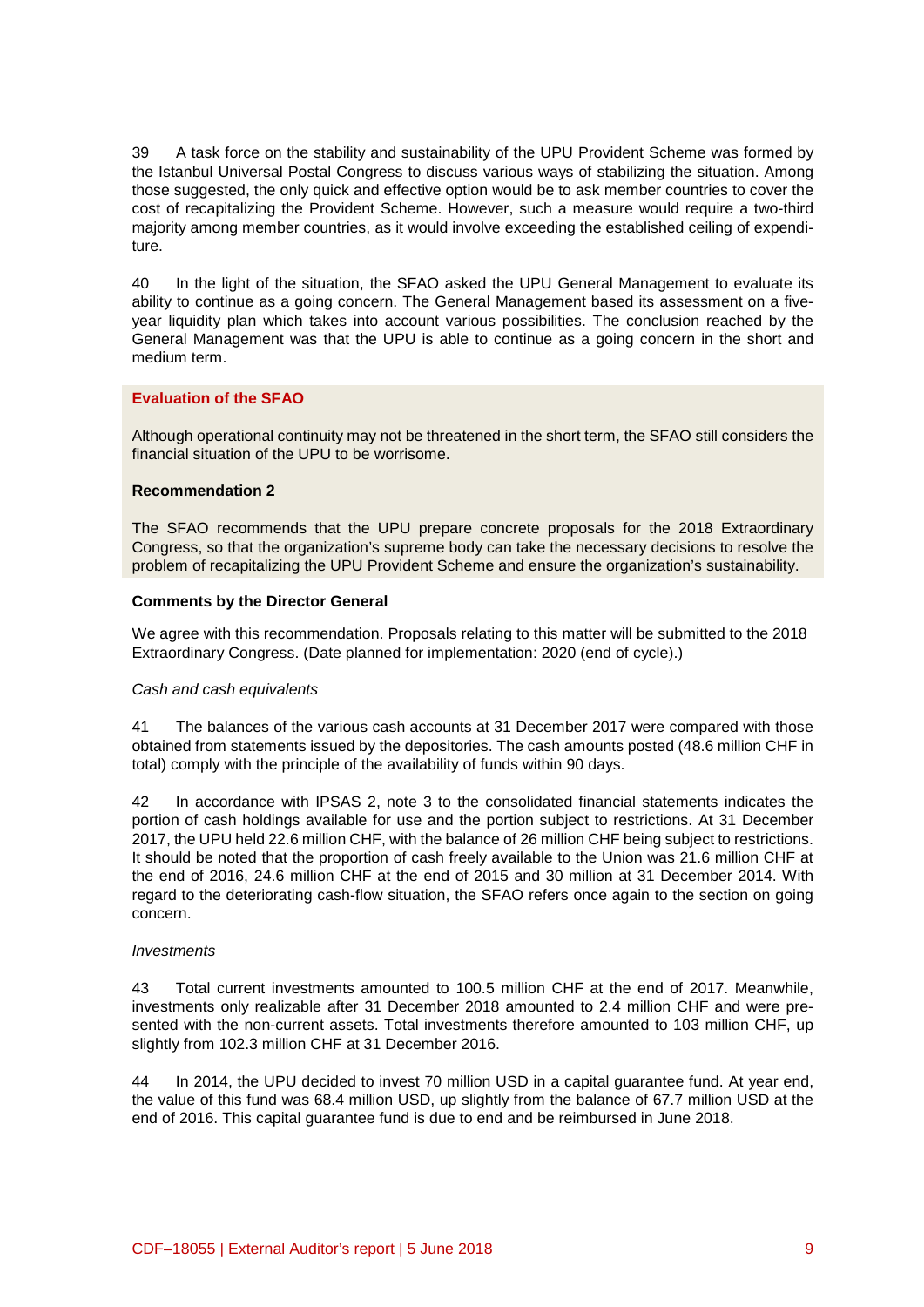39 A task force on the stability and sustainability of the UPU Provident Scheme was formed by the Istanbul Universal Postal Congress to discuss various ways of stabilizing the situation. Among those suggested, the only quick and effective option would be to ask member countries to cover the cost of recapitalizing the Provident Scheme. However, such a measure would require a two-third majority among member countries, as it would involve exceeding the established ceiling of expenditure.

40 In the light of the situation, the SFAO asked the UPU General Management to evaluate its ability to continue as a going concern. The General Management based its assessment on a five-year liquidity plan which takes into account various possibilities. The conclusion reached by the General Management was that the UPU is able to continue as a going concern in the short and medium term.

**Evaluation of the SFAO**

Although operational continuity may not be threatened in the short term, the SFAO still considers the financial situation of the UPU to be worrisome.

**Recommendation 2**

The SFAO recommends that the UPU prepare concrete proposals for the 2018 Extraordinary Congress, so that the organization's supreme body can take the necessary decisions to resolve the problem of recapitalizing the UPU Provident Scheme and ensure the organization's sustainability.

**Comments by the Director General**

We agree with this recommendation. Proposals relating to this matter will be submitted to the 2018 Extraordinary Congress. (Date planned for implementation: 2020 (end of cycle).)

*Cash and cash equivalents*

41 The balances of the various cash accounts at 31 December 2017 were compared with those obtained from statements issued by the depositories. The cash amounts posted (48.6 million CHF in total) comply with the principle of the availability of funds within 90 days.

42 In accordance with IPSAS 2, note 3 to the consolidated financial statements indicates the portion of cash holdings available for use and the portion subject to restrictions. At 31 December 2017, the UPU held 22.6 million CHF, with the balance of 26 million CHF being subject to restrictions. It should be noted that the proportion of cash freely available to the Union was 21.6 million CHF at the end of 2016, 24.6 million CHF at the end of 2015 and 30 million at 31 December 2014. With regard to the deteriorating cash-flow situation, the SFAO refers once again to the section on going concern.

*Investments*

43 Total current investments amounted to 100.5 million CHF at the end of 2017. Meanwhile, investments only realizable after 31 December 2018 amounted to 2.4 million CHF and were presented with the non-current assets. Total investments therefore amounted to 103 million CHF, up slightly from 102.3 million CHF at 31 December 2016.

44 In 2014, the UPU decided to invest 70 million USD in a capital guarantee fund. At year end, the value of this fund was 68.4 million USD, up slightly from the balance of 67.7 million USD at the end of 2016. This capital guarantee fund is due to end and be reimbursed in June 2018.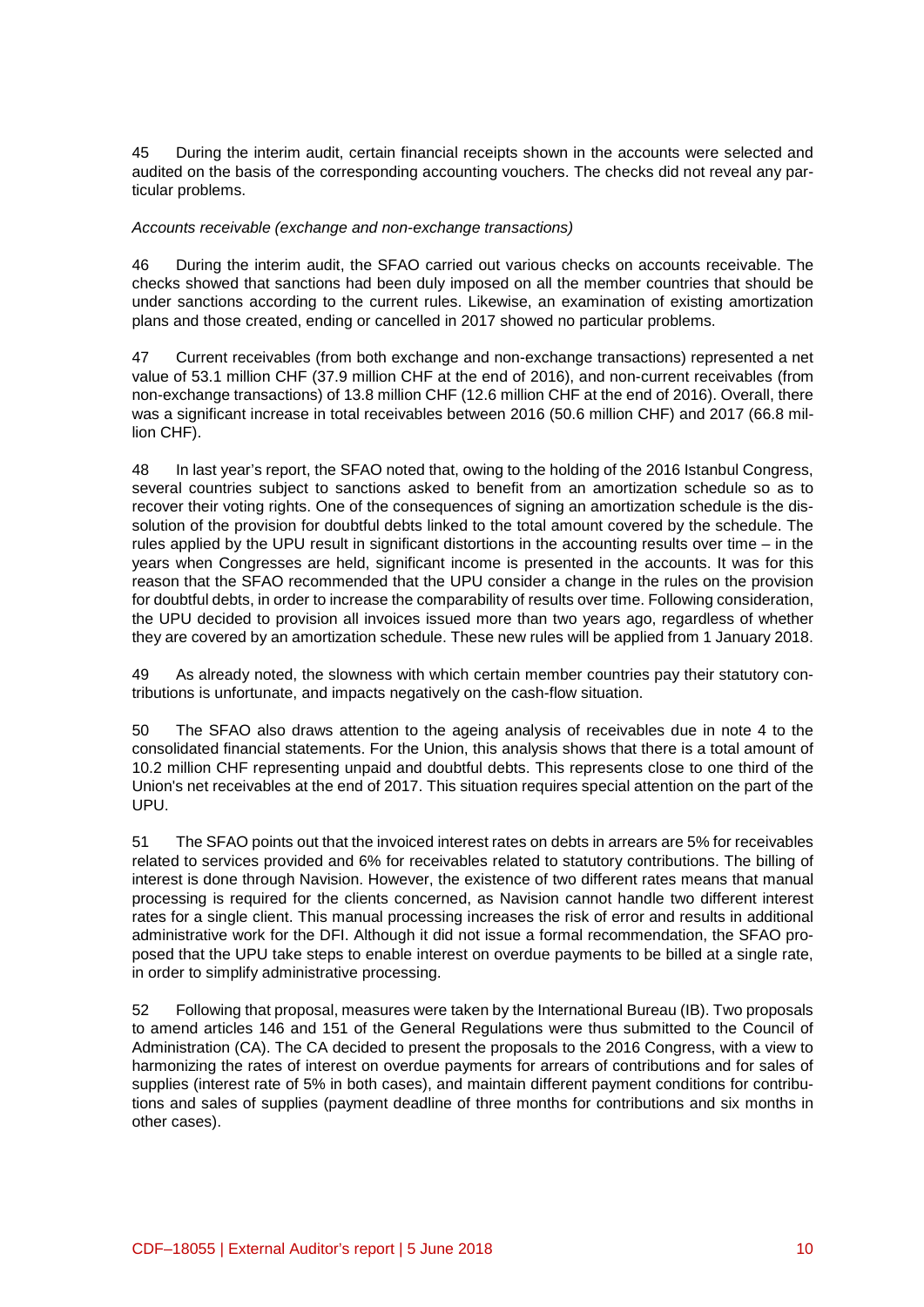45 During the interim audit, certain financial receipts shown in the accounts were selected and audited on the basis of the corresponding accounting vouchers. The checks did not reveal any particular problems.

*Accounts receivable (exchange and non-exchange transactions)*

46 During the interim audit, the SFAO carried out various checks on accounts receivable. The checks showed that sanctions had been duly imposed on all the member countries that should be under sanctions according to the current rules. Likewise, an examination of existing amortization plans and those created, ending or cancelled in 2017 showed no particular problems.

47 Current receivables (from both exchange and non-exchange transactions) represented a net value of 53.1 million CHF (37.9 million CHF at the end of 2016), and non-current receivables (from non-exchange transactions) of 13.8 million CHF (12.6 million CHF at the end of 2016). Overall, there was a significant increase in total receivables between 2016 (50.6 million CHF) and 2017 (66.8 million CHF).

48 In last year's report, the SFAO noted that, owing to the holding of the 2016 Istanbul Congress, several countries subject to sanctions asked to benefit from an amortization schedule so as to recover their voting rights. One of the consequences of signing an amortization schedule is the dissolution of the provision for doubtful debts linked to the total amount covered by the schedule. The rules applied by the UPU result in significant distortions in the accounting results over time – in the years when Congresses are held, significant income is presented in the accounts. It was for this reason that the SFAO recommended that the UPU consider a change in the rules on the provision for doubtful debts, in order to increase the comparability of results over time. Following consideration, the UPU decided to provision all invoices issued more than two years ago, regardless of whether they are covered by an amortization schedule. These new rules will be applied from 1 January 2018.

49 As already noted, the slowness with which certain member countries pay their statutory contributions is unfortunate, and impacts negatively on the cash-flow situation.

50 The SFAO also draws attention to the ageing analysis of receivables due in note 4 to the consolidated financial statements. For the Union, this analysis shows that there is a total amount of 10.2 million CHF representing unpaid and doubtful debts. This represents close to one third of the Union's net receivables at the end of 2017. This situation requires special attention on the part of the UPU.

51 The SFAO points out that the invoiced interest rates on debts in arrears are 5% for receivables related to services provided and 6% for receivables related to statutory contributions. The billing of interest is done through Navision. However, the existence of two different rates means that manual processing is required for the clients concerned, as Navision cannot handle two different interest rates for a single client. This manual processing increases the risk of error and results in additional administrative work for the DFI. Although it did not issue a formal recommendation, the SFAO proposed that the UPU take steps to enable interest on overdue payments to be billed at a single rate, in order to simplify administrative processing.

52 Following that proposal, measures were taken by the International Bureau (IB). Two proposals to amend articles 146 and 151 of the General Regulations were thus submitted to the Council of Administration (CA). The CA decided to present the proposals to the 2016 Congress, with a view to harmonizing the rates of interest on overdue payments for arrears of contributions and for sales of supplies (interest rate of 5% in both cases), and maintain different payment conditions for contributions and sales of supplies (payment deadline of three months for contributions and six months in other cases).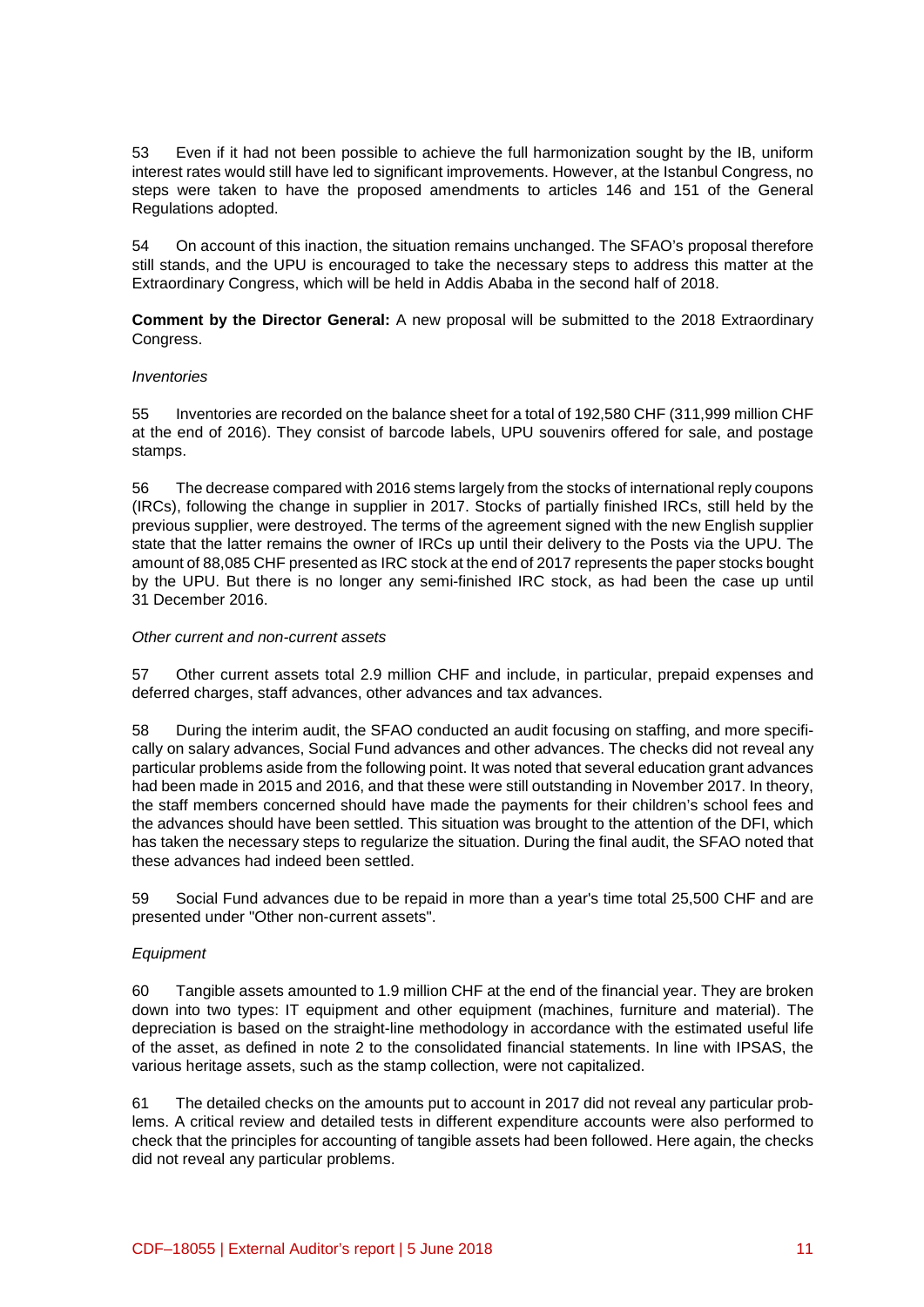53 Even if it had not been possible to achieve the full harmonization sought by the IB, uniform interest rates would still have led to significant improvements. However, at the Istanbul Congress, no steps were taken to have the proposed amendments to articles 146 and 151 of the General Regulations adopted.

54 On account of this inaction, the situation remains unchanged. The SFAO's proposal therefore still stands, and the UPU is encouraged to take the necessary steps to address this matter at the Extraordinary Congress, which will be held in Addis Ababa in the second half of 2018.

**Comment by the Director General:** A new proposal will be submitted to the 2018 Extraordinary Congress.

*Inventories*

55 Inventories are recorded on the balance sheet for a total of 192,580 CHF (311,999 million CHF at the end of 2016). They consist of barcode labels, UPU souvenirs offered for sale, and postage stamps.

56 The decrease compared with 2016 stems largely from the stocks of international reply coupons (IRCs), following the change in supplier in 2017. Stocks of partially finished IRCs, still held by the previous supplier, were destroyed. The terms of the agreement signed with the new English supplier state that the latter remains the owner of IRCs up until their delivery to the Posts via the UPU. The amount of 88,085 CHF presented as IRC stock at the end of 2017 represents the paper stocks bought by the UPU. But there is no longer any semi-finished IRC stock, as had been the case up until 31 December 2016.

*Other current and non-current assets*

57 Other current assets total 2.9 million CHF and include, in particular, prepaid expenses and deferred charges, staff advances, other advances and tax advances.

58 During the interim audit, the SFAO conducted an audit focusing on staffing, and more specifically on salary advances, Social Fund advances and other advances. The checks did not reveal any particular problems aside from the following point. It was noted that several education grant advances had been made in 2015 and 2016, and that these were still outstanding in November 2017. In theory, the staff members concerned should have made the payments for their children's school fees and the advances should have been settled. This situation was brought to the attention of the DFI, which has taken the necessary steps to regularize the situation. During the final audit, the SFAO noted that these advances had indeed been settled.

59 Social Fund advances due to be repaid in more than a year's time total 25,500 CHF and are presented under "Other non-current assets".

*Equipment*

60 Tangible assets amounted to 1.9 million CHF at the end of the financial year. They are broken down into two types: IT equipment and other equipment (machines, furniture and material). The depreciation is based on the straight-line methodology in accordance with the estimated useful life of the asset, as defined in note 2 to the consolidated financial statements. In line with IPSAS, the various heritage assets, such as the stamp collection, were not capitalized.

61 The detailed checks on the amounts put to account in 2017 did not reveal any particular problems. A critical review and detailed tests in different expenditure accounts were also performed to check that the principles for accounting of tangible assets had been followed. Here again, the checks did not reveal any particular problems.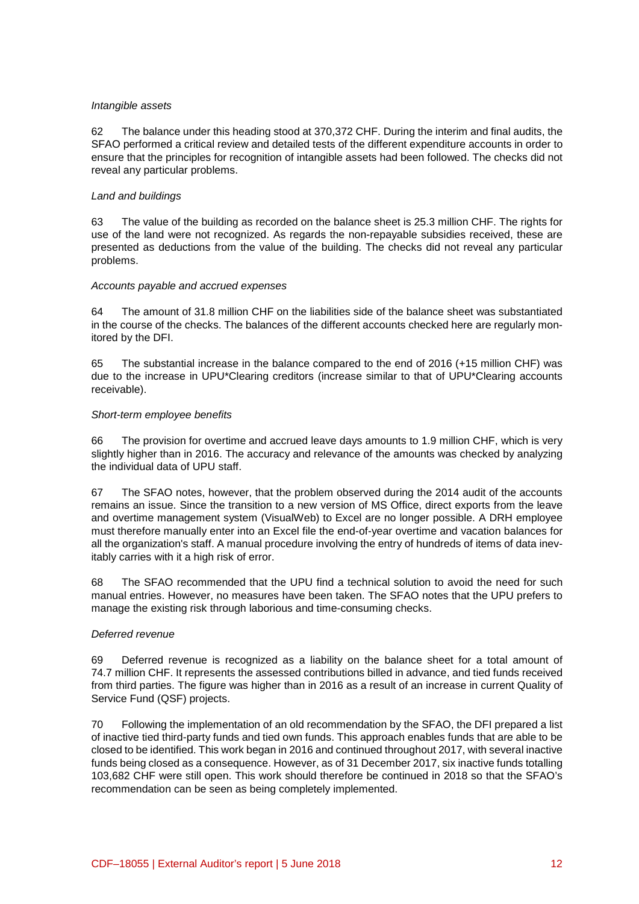*Intangible assets*

62 The balance under this heading stood at 370,372 CHF. During the interim and final audits, the SFAO performed a critical review and detailed tests of the different expenditure accounts in order to ensure that the principles for recognition of intangible assets had been followed. The checks did not reveal any particular problems.

*Land and buildings*

63 The value of the building as recorded on the balance sheet is 25.3 million CHF. The rights for use of the land were not recognized. As regards the non-repayable subsidies received, these are presented as deductions from the value of the building. The checks did not reveal any particular problems.

*Accounts payable and accrued expenses*

64 The amount of 31.8 million CHF on the liabilities side of the balance sheet was substantiated in the course of the checks. The balances of the different accounts checked here are regularly monitored by the DFI.

65 The substantial increase in the balance compared to the end of 2016 (+15 million CHF) was due to the increase in UPU*Clearing creditors (increase similar to that of UPU*Clearing accounts receivable).

*Short-term employee benefits*

66 The provision for overtime and accrued leave days amounts to 1.9 million CHF, which is very slightly higher than in 2016. The accuracy and relevance of the amounts was checked by analyzing the individual data of UPU staff.

67 The SFAO notes, however, that the problem observed during the 2014 audit of the accounts remains an issue. Since the transition to a new version of MS Office, direct exports from the leave and overtime management system (VisualWeb) to Excel are no longer possible. A DRH employee must therefore manually enter into an Excel file the end-of-year overtime and vacation balances for all the organization's staff. A manual procedure involving the entry of hundreds of items of data inevitably carries with it a high risk of error.

68 The SFAO recommended that the UPU find a technical solution to avoid the need for such manual entries. However, no measures have been taken. The SFAO notes that the UPU prefers to manage the existing risk through laborious and time-consuming checks.

*Deferred revenue*

69 Deferred revenue is recognized as a liability on the balance sheet for a total amount of 74.7 million CHF. It represents the assessed contributions billed in advance, and tied funds received from third parties. The figure was higher than in 2016 as a result of an increase in current Quality of Service Fund (QSF) projects.

70 Following the implementation of an old recommendation by the SFAO, the DFI prepared a list of inactive tied third-party funds and tied own funds. This approach enables funds that are able to be closed to be identified. This work began in 2016 and continued throughout 2017, with several inactive funds being closed as a consequence. However, as of 31 December 2017, six inactive funds totalling 103,682 CHF were still open. This work should therefore be continued in 2018 so that the SFAO's recommendation can be seen as being completely implemented.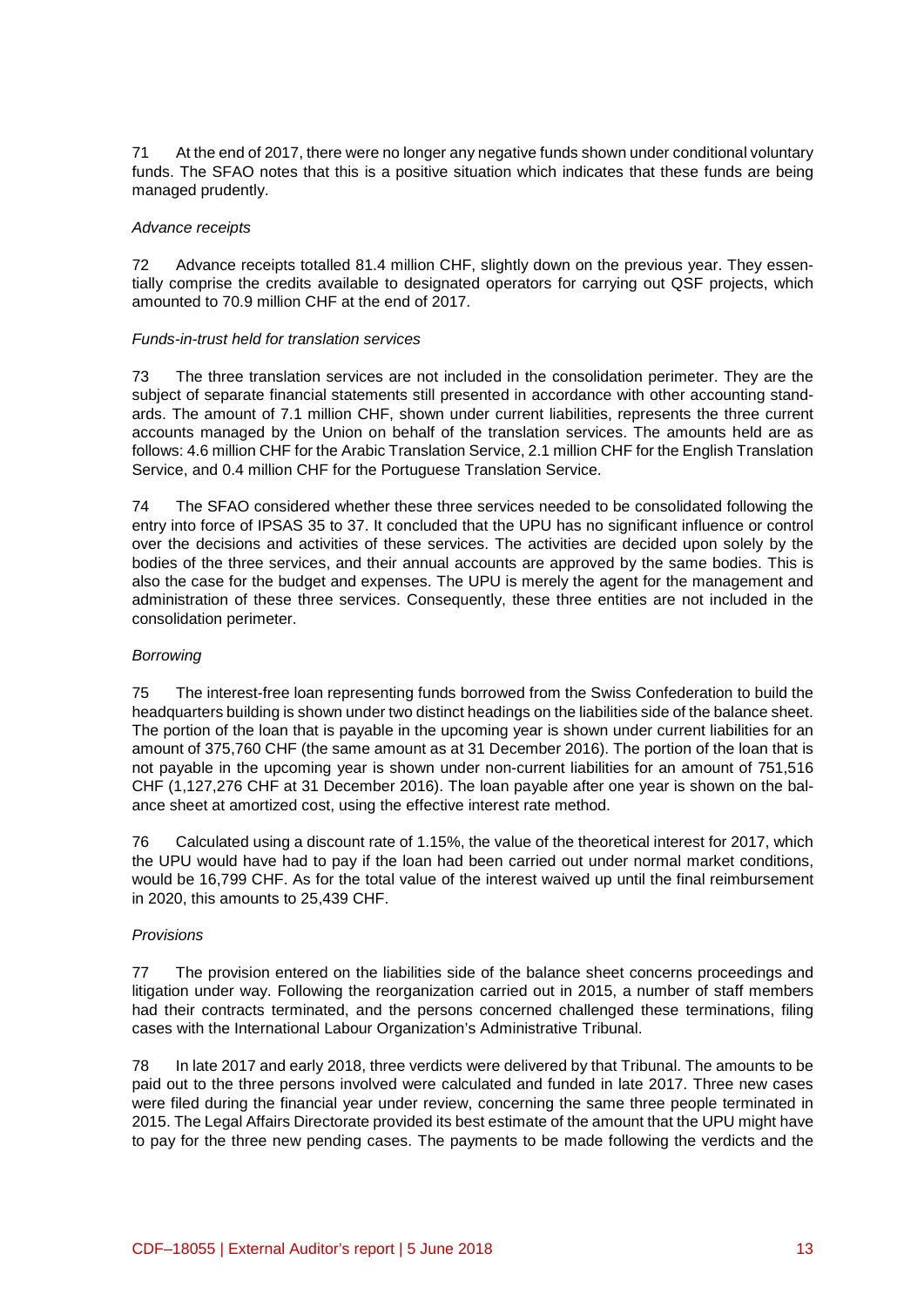71 At the end of 2017, there were no longer any negative funds shown under conditional voluntary funds. The SFAO notes that this is a positive situation which indicates that these funds are being managed prudently.

*Advance receipts*

72 Advance receipts totalled 81.4 million CHF, slightly down on the previous year. They essentially comprise the credits available to designated operators for carrying out QSF projects, which amounted to 70.9 million CHF at the end of 2017.

*Funds-in-trust held for translation services*

73 The three translation services are not included in the consolidation perimeter. They are the subject of separate financial statements still presented in accordance with other accounting standards. The amount of 7.1 million CHF, shown under current liabilities, represents the three current accounts managed by the Union on behalf of the translation services. The amounts held are as follows: 4.6 million CHF for the Arabic Translation Service, 2.1 million CHF for the English Translation Service, and 0.4 million CHF for the Portuguese Translation Service.

74 The SFAO considered whether these three services needed to be consolidated following the entry into force of IPSAS 35 to 37. It concluded that the UPU has no significant influence or control over the decisions and activities of these services. The activities are decided upon solely by the bodies of the three services, and their annual accounts are approved by the same bodies. This is also the case for the budget and expenses. The UPU is merely the agent for the management and administration of these three services. Consequently, these three entities are not included in the consolidation perimeter.

*Borrowing*

75 The interest-free loan representing funds borrowed from the Swiss Confederation to build the headquarters building is shown under two distinct headings on the liabilities side of the balance sheet. The portion of the loan that is payable in the upcoming year is shown under current liabilities for an amount of 375,760 CHF (the same amount as at 31 December 2016). The portion of the loan that is not payable in the upcoming year is shown under non-current liabilities for an amount of 751,516 CHF (1,127,276 CHF at 31 December 2016). The loan payable after one year is shown on the balance sheet at amortized cost, using the effective interest rate method.

76 Calculated using a discount rate of 1.15%, the value of the theoretical interest for 2017, which the UPU would have had to pay if the loan had been carried out under normal market conditions, would be 16,799 CHF. As for the total value of the interest waived up until the final reimbursement in 2020, this amounts to 25,439 CHF.

*Provisions*

77 The provision entered on the liabilities side of the balance sheet concerns proceedings and litigation under way. Following the reorganization carried out in 2015, a number of staff members had their contracts terminated, and the persons concerned challenged these terminations, filing cases with the International Labour Organization's Administrative Tribunal.

78 In late 2017 and early 2018, three verdicts were delivered by that Tribunal. The amounts to be paid out to the three persons involved were calculated and funded in late 2017. Three new cases were filed during the financial year under review, concerning the same three people terminated in 2015. The Legal Affairs Directorate provided its best estimate of the amount that the UPU might have to pay for the three new pending cases. The payments to be made following the verdicts and the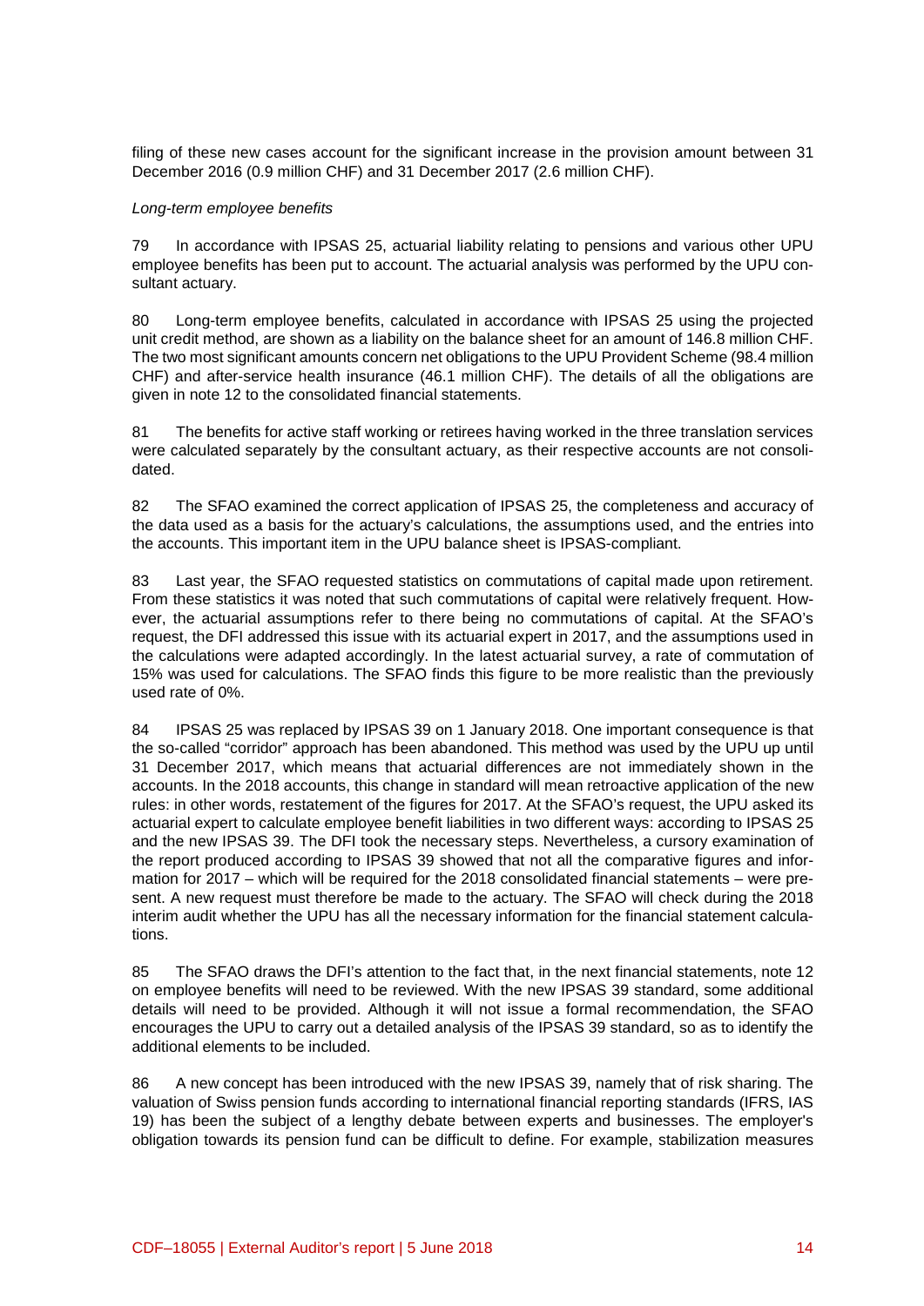filing of these new cases account for the significant increase in the provision amount between 31 December 2016 (0.9 million CHF) and 31 December 2017 (2.6 million CHF).

*Long-term employee benefits*

79 In accordance with IPSAS 25, actuarial liability relating to pensions and various other UPU employee benefits has been put to account. The actuarial analysis was performed by the UPU consultant actuary.

80 Long-term employee benefits, calculated in accordance with IPSAS 25 using the projected unit credit method, are shown as a liability on the balance sheet for an amount of 146.8 million CHF. The two most significant amounts concern net obligations to the UPU Provident Scheme (98.4 million CHF) and after-service health insurance (46.1 million CHF). The details of all the obligations are given in note 12 to the consolidated financial statements.

81 The benefits for active staff working or retirees having worked in the three translation services were calculated separately by the consultant actuary, as their respective accounts are not consolidated.

82 The SFAO examined the correct application of IPSAS 25, the completeness and accuracy of the data used as a basis for the actuary's calculations, the assumptions used, and the entries into the accounts. This important item in the UPU balance sheet is IPSAS-compliant.

83 Last year, the SFAO requested statistics on commutations of capital made upon retirement. From these statistics it was noted that such commutations of capital were relatively frequent. However, the actuarial assumptions refer to there being no commutations of capital. At the SFAO's request, the DFI addressed this issue with its actuarial expert in 2017, and the assumptions used in the calculations were adapted accordingly. In the latest actuarial survey, a rate of commutation of 15% was used for calculations. The SFAO finds this figure to be more realistic than the previously used rate of 0%.

84 IPSAS 25 was replaced by IPSAS 39 on 1 January 2018. One important consequence is that the so-called "corridor" approach has been abandoned. This method was used by the UPU up until 31 December 2017, which means that actuarial differences are not immediately shown in the accounts. In the 2018 accounts, this change in standard will mean retroactive application of the new rules: in other words, restatement of the figures for 2017. At the SFAO's request, the UPU asked its actuarial expert to calculate employee benefit liabilities in two different ways: according to IPSAS 25 and the new IPSAS 39. The DFI took the necessary steps. Nevertheless, a cursory examination of the report produced according to IPSAS 39 showed that not all the comparative figures and information for 2017 – which will be required for the 2018 consolidated financial statements – were present. A new request must therefore be made to the actuary. The SFAO will check during the 2018 interim audit whether the UPU has all the necessary information for the financial statement calculations.

85 The SFAO draws the DFI's attention to the fact that, in the next financial statements, note 12 on employee benefits will need to be reviewed. With the new IPSAS 39 standard, some additional details will need to be provided. Although it will not issue a formal recommendation, the SFAO encourages the UPU to carry out a detailed analysis of the IPSAS 39 standard, so as to identify the additional elements to be included.

86 A new concept has been introduced with the new IPSAS 39, namely that of risk sharing. The valuation of Swiss pension funds according to international financial reporting standards (IFRS, IAS 19) has been the subject of a lengthy debate between experts and businesses. The employer's obligation towards its pension fund can be difficult to define. For example, stabilization measures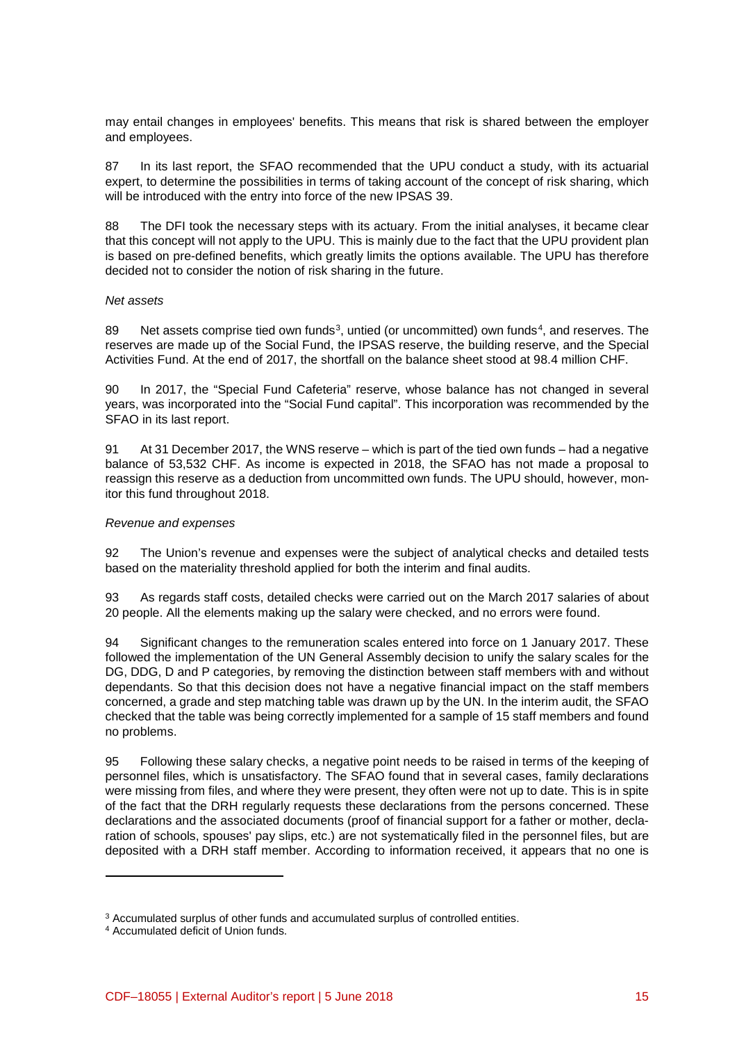may entail changes in employees' benefits. This means that risk is shared between the employer and employees.

87 In its last report, the SFAO recommended that the UPU conduct a study, with its actuarial expert, to determine the possibilities in terms of taking account of the concept of risk sharing, which will be introduced with the entry into force of the new IPSAS 39.

88 The DFI took the necessary steps with its actuary. From the initial analyses, it became clear that this concept will not apply to the UPU. This is mainly due to the fact that the UPU provident plan is based on pre-defined benefits, which greatly limits the options available. The UPU has therefore decided not to consider the notion of risk sharing in the future.

*Net assets*

89 Net assets comprise tied own funds[3], untied (or uncommitted) own funds[4], and reserves. The reserves are made up of the Social Fund, the IPSAS reserve, the building reserve, and the Special Activities Fund. At the end of 2017, the shortfall on the balance sheet stood at 98.4 million CHF.

90 In 2017, the "Special Fund Cafeteria" reserve, whose balance has not changed in several years, was incorporated into the "Social Fund capital". This incorporation was recommended by the SFAO in its last report.

91 At 31 December 2017, the WNS reserve – which is part of the tied own funds – had a negative balance of 53,532 CHF. As income is expected in 2018, the SFAO has not made a proposal to reassign this reserve as a deduction from uncommitted own funds. The UPU should, however, monitor this fund throughout 2018.

*Revenue and expenses*

92 The Union's revenue and expenses were the subject of analytical checks and detailed tests based on the materiality threshold applied for both the interim and final audits.

93 As regards staff costs, detailed checks were carried out on the March 2017 salaries of about 20 people. All the elements making up the salary were checked, and no errors were found.

94 Significant changes to the remuneration scales entered into force on 1 January 2017. These followed the implementation of the UN General Assembly decision to unify the salary scales for the DG, DDG, D and P categories, by removing the distinction between staff members with and without dependants. So that this decision does not have a negative financial impact on the staff members concerned, a grade and step matching table was drawn up by the UN. In the interim audit, the SFAO checked that the table was being correctly implemented for a sample of 15 staff members and found no problems.

95 Following these salary checks, a negative point needs to be raised in terms of the keeping of personnel files, which is unsatisfactory. The SFAO found that in several cases, family declarations were missing from files, and where they were present, they often were not up to date. This is in spite of the fact that the DRH regularly requests these declarations from the persons concerned. These declarations and the associated documents (proof of financial support for a father or mother, declaration of schools, spouses' pay slips, etc.) are not systematically filed in the personnel files, but are deposited with a DRH staff member. According to information received, it appears that no one is

[3] Accumulated surplus of other funds and accumulated surplus of controlled entities.

[4] Accumulated deficit of Union funds.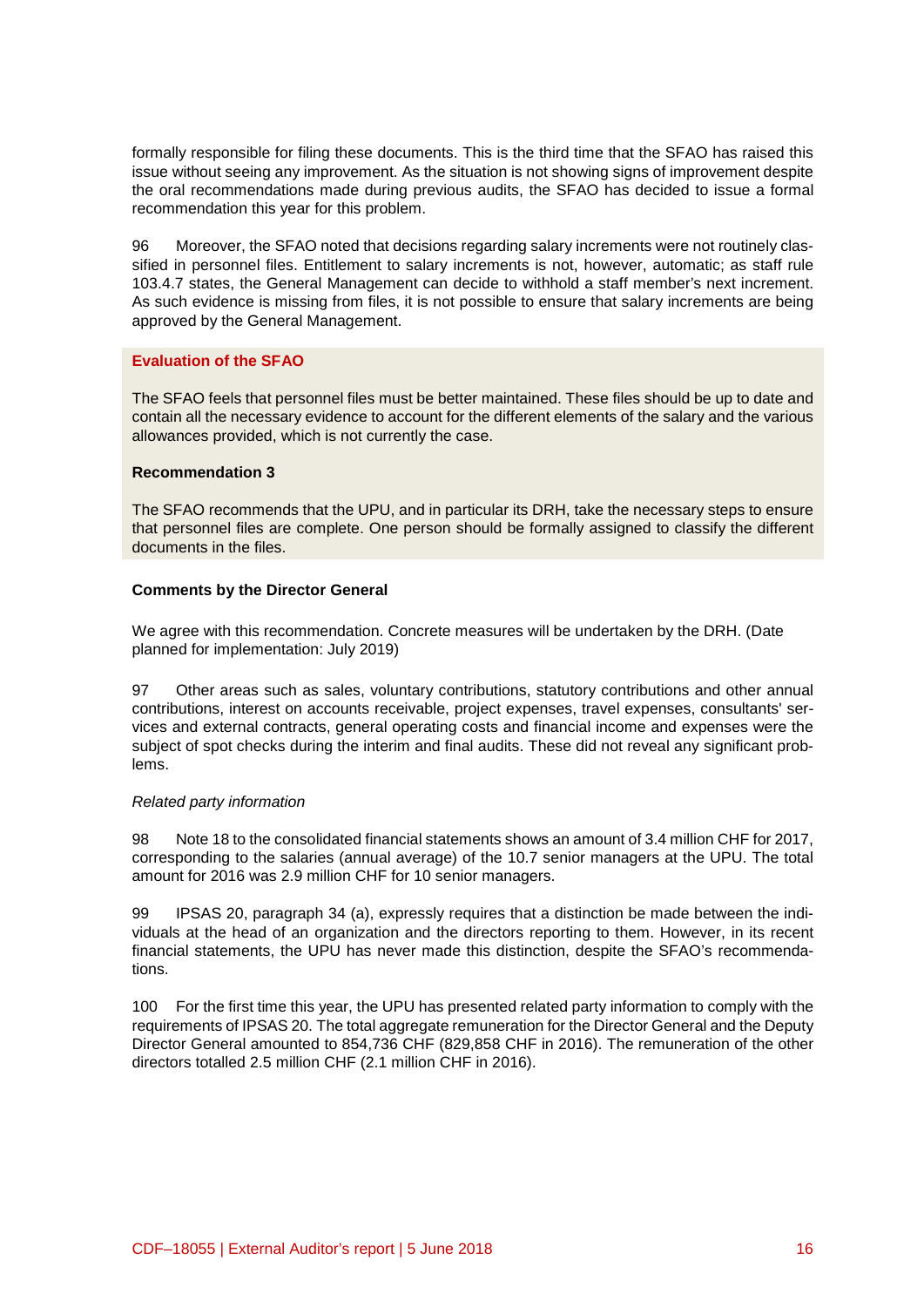formally responsible for filing these documents. This is the third time that the SFAO has raised this issue without seeing any improvement. As the situation is not showing signs of improvement despite the oral recommendations made during previous audits, the SFAO has decided to issue a formal recommendation this year for this problem.

96 Moreover, the SFAO noted that decisions regarding salary increments were not routinely classified in personnel files. Entitlement to salary increments is not, however, automatic; as staff rule 103.4.7 states, the General Management can decide to withhold a staff member's next increment. As such evidence is missing from files, it is not possible to ensure that salary increments are being approved by the General Management.

**Evaluation of the SFAO**

The SFAO feels that personnel files must be better maintained. These files should be up to date and contain all the necessary evidence to account for the different elements of the salary and the various allowances provided, which is not currently the case.

**Recommendation 3**

The SFAO recommends that the UPU, and in particular its DRH, take the necessary steps to ensure that personnel files are complete. One person should be formally assigned to classify the different documents in the files.

**Comments by the Director General**

We agree with this recommendation. Concrete measures will be undertaken by the DRH. (Date planned for implementation: July 2019)

97 Other areas such as sales, voluntary contributions, statutory contributions and other annual contributions, interest on accounts receivable, project expenses, travel expenses, consultants' services and external contracts, general operating costs and financial income and expenses were the subject of spot checks during the interim and final audits. These did not reveal any significant problems.

*Related party information*

98 Note 18 to the consolidated financial statements shows an amount of 3.4 million CHF for 2017, corresponding to the salaries (annual average) of the 10.7 senior managers at the UPU. The total amount for 2016 was 2.9 million CHF for 10 senior managers.

99 IPSAS 20, paragraph 34 (a), expressly requires that a distinction be made between the individuals at the head of an organization and the directors reporting to them. However, in its recent financial statements, the UPU has never made this distinction, despite the SFAO's recommendations.

100 For the first time this year, the UPU has presented related party information to comply with the requirements of IPSAS 20. The total aggregate remuneration for the Director General and the Deputy Director General amounted to 854,736 CHF (829,858 CHF in 2016). The remuneration of the other directors totalled 2.5 million CHF (2.1 million CHF in 2016).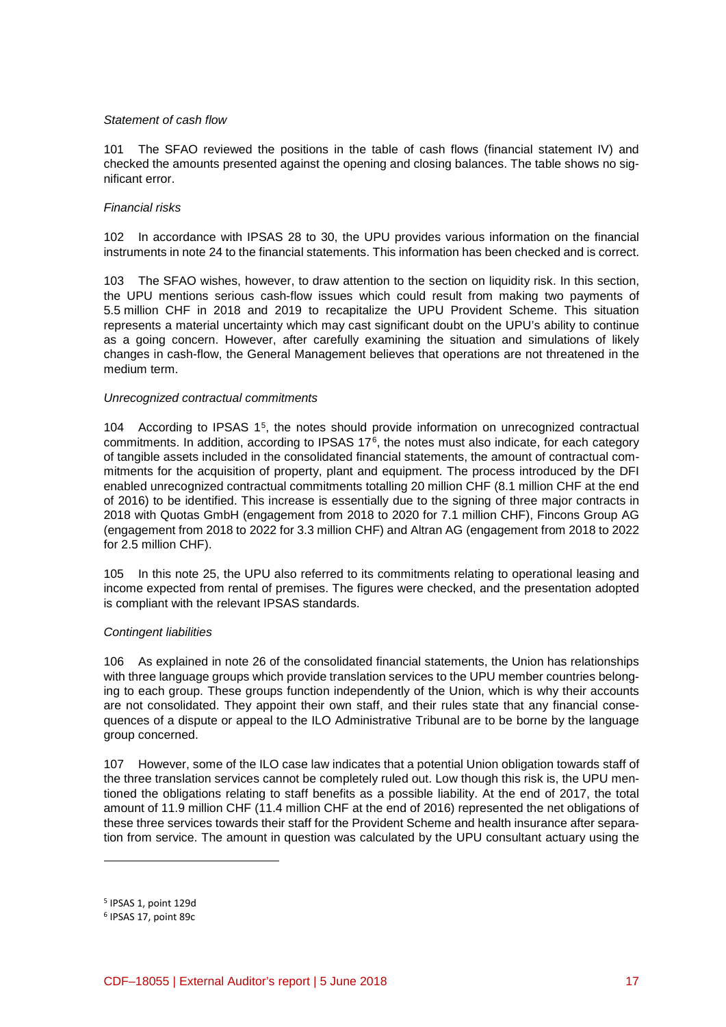*Statement of cash flow*

101 The SFAO reviewed the positions in the table of cash flows (financial statement IV) and checked the amounts presented against the opening and closing balances. The table shows no significant error.

*Financial risks*

102 In accordance with IPSAS 28 to 30, the UPU provides various information on the financial instruments in note 24 to the financial statements. This information has been checked and is correct.

103 The SFAO wishes, however, to draw attention to the section on liquidity risk. In this section, the UPU mentions serious cash-flow issues which could result from making two payments of 5.5 million CHF in 2018 and 2019 to recapitalize the UPU Provident Scheme. This situation represents a material uncertainty which may cast significant doubt on the UPU's ability to continue as a going concern. However, after carefully examining the situation and simulations of likely changes in cash-flow, the General Management believes that operations are not threatened in the medium term.

*Unrecognized contractual commitments*

104 According to IPSAS 1[5], the notes should provide information on unrecognized contractual commitments. In addition, according to IPSAS 17[6], the notes must also indicate, for each category of tangible assets included in the consolidated financial statements, the amount of contractual commitments for the acquisition of property, plant and equipment. The process introduced by the DFI enabled unrecognized contractual commitments totalling 20 million CHF (8.1 million CHF at the end of 2016) to be identified. This increase is essentially due to the signing of three major contracts in 2018 with Quotas GmbH (engagement from 2018 to 2020 for 7.1 million CHF), Fincons Group AG (engagement from 2018 to 2022 for 3.3 million CHF) and Altran AG (engagement from 2018 to 2022 for 2.5 million CHF).

105 In this note 25, the UPU also referred to its commitments relating to operational leasing and income expected from rental of premises. The figures were checked, and the presentation adopted is compliant with the relevant IPSAS standards.

*Contingent liabilities*

106 As explained in note 26 of the consolidated financial statements, the Union has relationships with three language groups which provide translation services to the UPU member countries belonging to each group. These groups function independently of the Union, which is why their accounts are not consolidated. They appoint their own staff, and their rules state that any financial consequences of a dispute or appeal to the ILO Administrative Tribunal are to be borne by the language group concerned.

107 However, some of the ILO case law indicates that a potential Union obligation towards staff of the three translation services cannot be completely ruled out. Low though this risk is, the UPU mentioned the obligations relating to staff benefits as a possible liability. At the end of 2017, the total amount of 11.9 million CHF (11.4 million CHF at the end of 2016) represented the net obligations of these three services towards their staff for the Provident Scheme and health insurance after separation from service. The amount in question was calculated by the UPU consultant actuary using the

---

[5] IPSAS 1, point 129d

[6] IPSAS 17, point 89c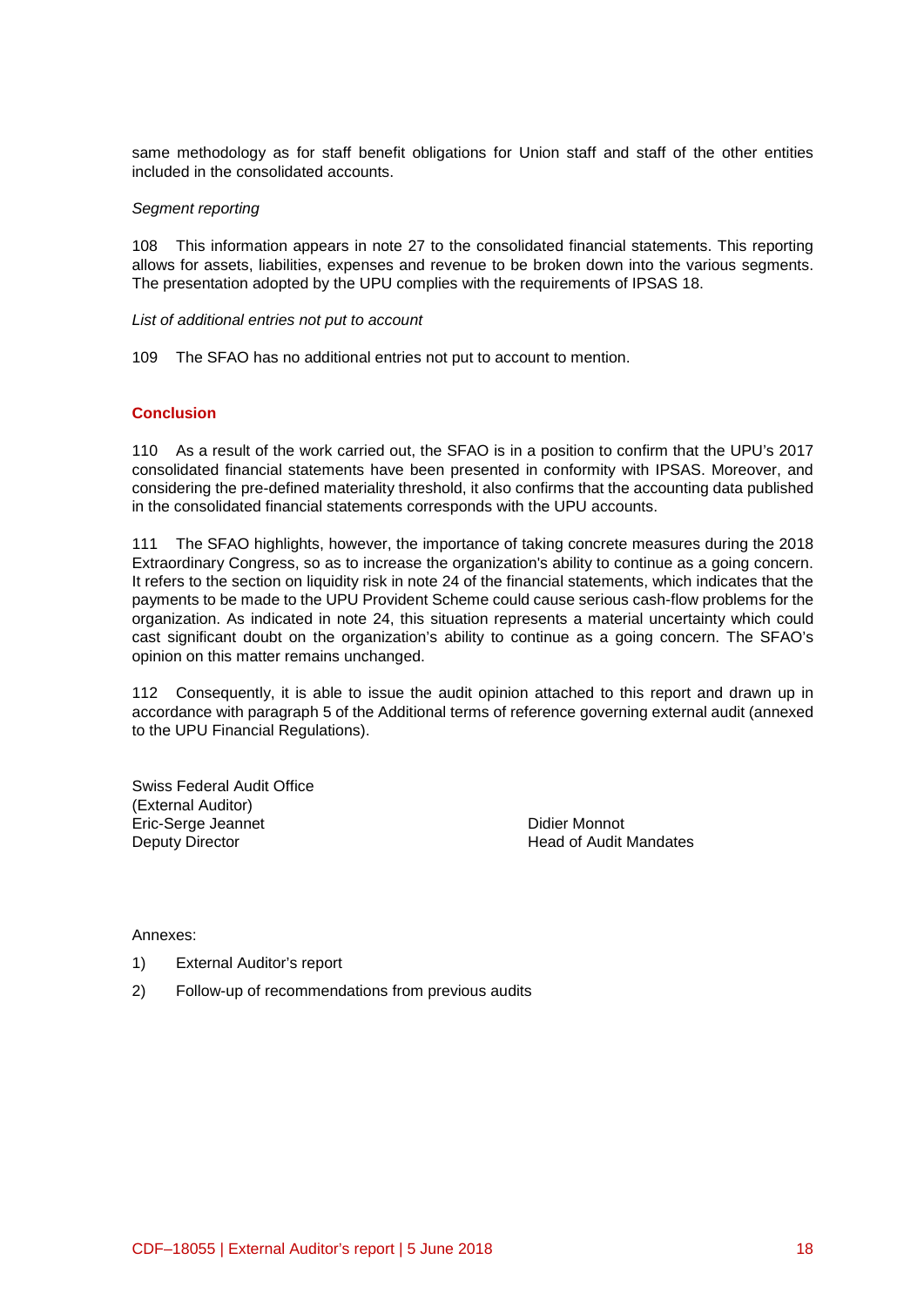same methodology as for staff benefit obligations for Union staff and staff of the other entities included in the consolidated accounts.

*Segment reporting*

108 This information appears in note 27 to the consolidated financial statements. This reporting allows for assets, liabilities, expenses and revenue to be broken down into the various segments. The presentation adopted by the UPU complies with the requirements of IPSAS 18.

*List of additional entries not put to account*

109 The SFAO has no additional entries not put to account to mention.

## Conclusion

110 As a result of the work carried out, the SFAO is in a position to confirm that the UPU's 2017 consolidated financial statements have been presented in conformity with IPSAS. Moreover, and considering the pre-defined materiality threshold, it also confirms that the accounting data published in the consolidated financial statements corresponds with the UPU accounts.

111 The SFAO highlights, however, the importance of taking concrete measures during the 2018 Extraordinary Congress, so as to increase the organization's ability to continue as a going concern. It refers to the section on liquidity risk in note 24 of the financial statements, which indicates that the payments to be made to the UPU Provident Scheme could cause serious cash-flow problems for the organization. As indicated in note 24, this situation represents a material uncertainty which could cast significant doubt on the organization's ability to continue as a going concern. The SFAO's opinion on this matter remains unchanged.

112 Consequently, it is able to issue the audit opinion attached to this report and drawn up in accordance with paragraph 5 of the Additional terms of reference governing external audit (annexed to the UPU Financial Regulations).

Swiss Federal Audit Office
(External Auditor)
Eric-Serge Jeannet
Deputy Director

Didier Monnot
Head of Audit Mandates

Annexes:

1) External Auditor's report
2) Follow-up of recommendations from previous audits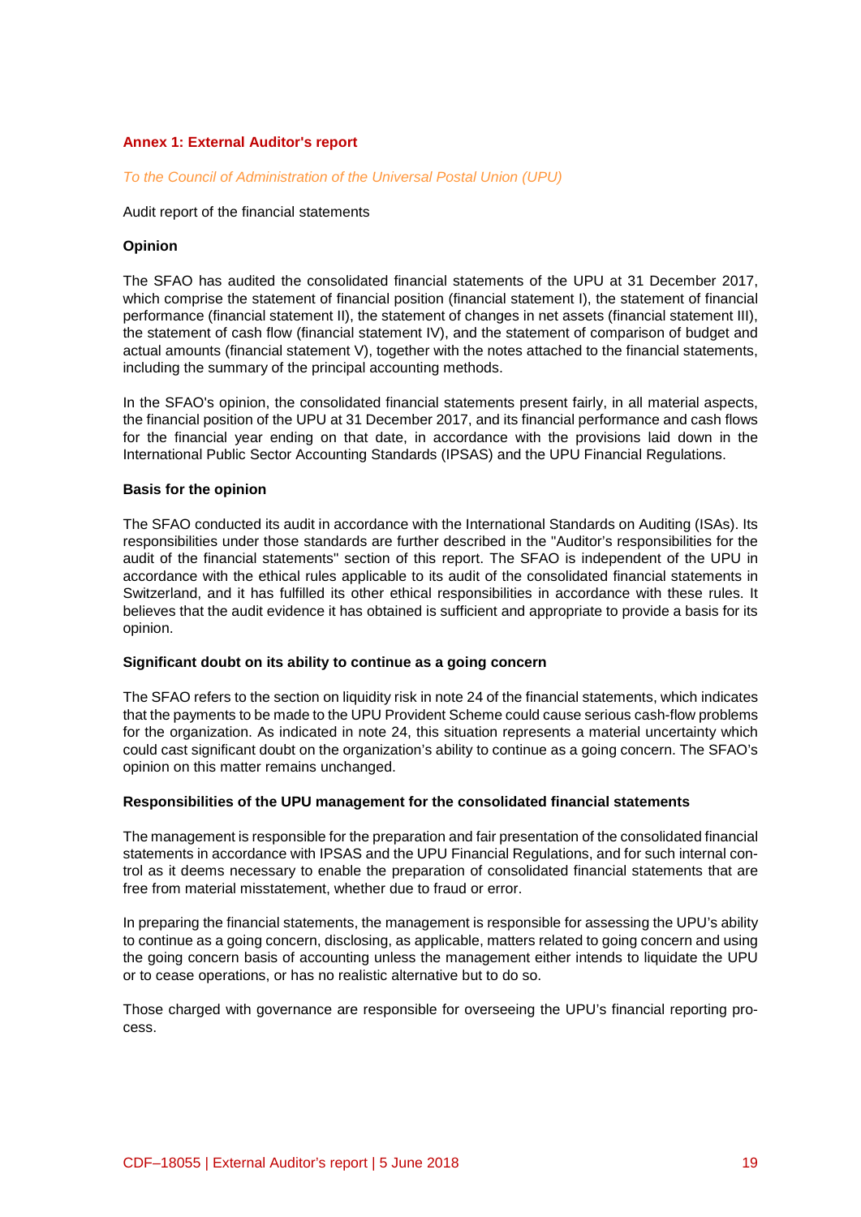## Annex 1: External Auditor's report

*To the Council of Administration of the Universal Postal Union (UPU)*

Audit report of the financial statements

**Opinion**

The SFAO has audited the consolidated financial statements of the UPU at 31 December 2017, which comprise the statement of financial position (financial statement I), the statement of financial performance (financial statement II), the statement of changes in net assets (financial statement III), the statement of cash flow (financial statement IV), and the statement of comparison of budget and actual amounts (financial statement V), together with the notes attached to the financial statements, including the summary of the principal accounting methods.

In the SFAO's opinion, the consolidated financial statements present fairly, in all material aspects, the financial position of the UPU at 31 December 2017, and its financial performance and cash flows for the financial year ending on that date, in accordance with the provisions laid down in the International Public Sector Accounting Standards (IPSAS) and the UPU Financial Regulations.

**Basis for the opinion**

The SFAO conducted its audit in accordance with the International Standards on Auditing (ISAs). Its responsibilities under those standards are further described in the "Auditor's responsibilities for the audit of the financial statements" section of this report. The SFAO is independent of the UPU in accordance with the ethical rules applicable to its audit of the consolidated financial statements in Switzerland, and it has fulfilled its other ethical responsibilities in accordance with these rules. It believes that the audit evidence it has obtained is sufficient and appropriate to provide a basis for its opinion.

**Significant doubt on its ability to continue as a going concern**

The SFAO refers to the section on liquidity risk in note 24 of the financial statements, which indicates that the payments to be made to the UPU Provident Scheme could cause serious cash-flow problems for the organization. As indicated in note 24, this situation represents a material uncertainty which could cast significant doubt on the organization's ability to continue as a going concern. The SFAO's opinion on this matter remains unchanged.

**Responsibilities of the UPU management for the consolidated financial statements**

The management is responsible for the preparation and fair presentation of the consolidated financial statements in accordance with IPSAS and the UPU Financial Regulations, and for such internal control as it deems necessary to enable the preparation of consolidated financial statements that are free from material misstatement, whether due to fraud or error.

In preparing the financial statements, the management is responsible for assessing the UPU's ability to continue as a going concern, disclosing, as applicable, matters related to going concern and using the going concern basis of accounting unless the management either intends to liquidate the UPU or to cease operations, or has no realistic alternative but to do so.

Those charged with governance are responsible for overseeing the UPU's financial reporting process.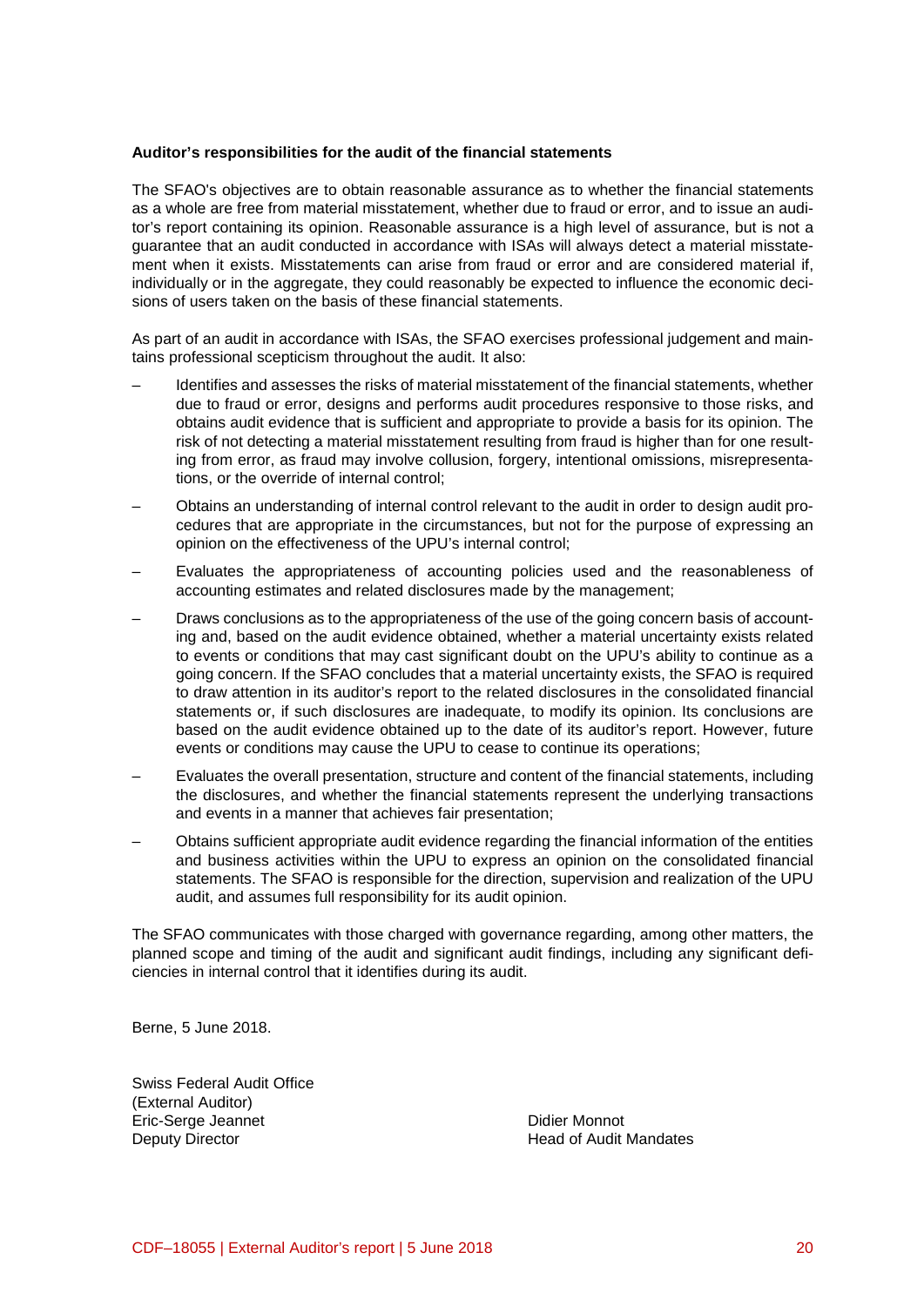**Auditor's responsibilities for the audit of the financial statements**

The SFAO's objectives are to obtain reasonable assurance as to whether the financial statements as a whole are free from material misstatement, whether due to fraud or error, and to issue an auditor's report containing its opinion. Reasonable assurance is a high level of assurance, but is not a guarantee that an audit conducted in accordance with ISAs will always detect a material misstatement when it exists. Misstatements can arise from fraud or error and are considered material if, individually or in the aggregate, they could reasonably be expected to influence the economic decisions of users taken on the basis of these financial statements.

As part of an audit in accordance with ISAs, the SFAO exercises professional judgement and maintains professional scepticism throughout the audit. It also:

- Identifies and assesses the risks of material misstatement of the financial statements, whether due to fraud or error, designs and performs audit procedures responsive to those risks, and obtains audit evidence that is sufficient and appropriate to provide a basis for its opinion. The risk of not detecting a material misstatement resulting from fraud is higher than for one resulting from error, as fraud may involve collusion, forgery, intentional omissions, misrepresentations, or the override of internal control;
- Obtains an understanding of internal control relevant to the audit in order to design audit procedures that are appropriate in the circumstances, but not for the purpose of expressing an opinion on the effectiveness of the UPU's internal control;
- Evaluates the appropriateness of accounting policies used and the reasonableness of accounting estimates and related disclosures made by the management;
- Draws conclusions as to the appropriateness of the use of the going concern basis of accounting and, based on the audit evidence obtained, whether a material uncertainty exists related to events or conditions that may cast significant doubt on the UPU's ability to continue as a going concern. If the SFAO concludes that a material uncertainty exists, the SFAO is required to draw attention in its auditor's report to the related disclosures in the consolidated financial statements or, if such disclosures are inadequate, to modify its opinion. Its conclusions are based on the audit evidence obtained up to the date of its auditor's report. However, future events or conditions may cause the UPU to cease to continue its operations;
- Evaluates the overall presentation, structure and content of the financial statements, including the disclosures, and whether the financial statements represent the underlying transactions and events in a manner that achieves fair presentation;
- Obtains sufficient appropriate audit evidence regarding the financial information of the entities and business activities within the UPU to express an opinion on the consolidated financial statements. The SFAO is responsible for the direction, supervision and realization of the UPU audit, and assumes full responsibility for its audit opinion.

The SFAO communicates with those charged with governance regarding, among other matters, the planned scope and timing of the audit and significant audit findings, including any significant deficiencies in internal control that it identifies during its audit.

Berne, 5 June 2018.

Swiss Federal Audit Office
(External Auditor)

Eric-Serge Jeannet
Deputy Director

Didier Monnot
Head of Audit Mandates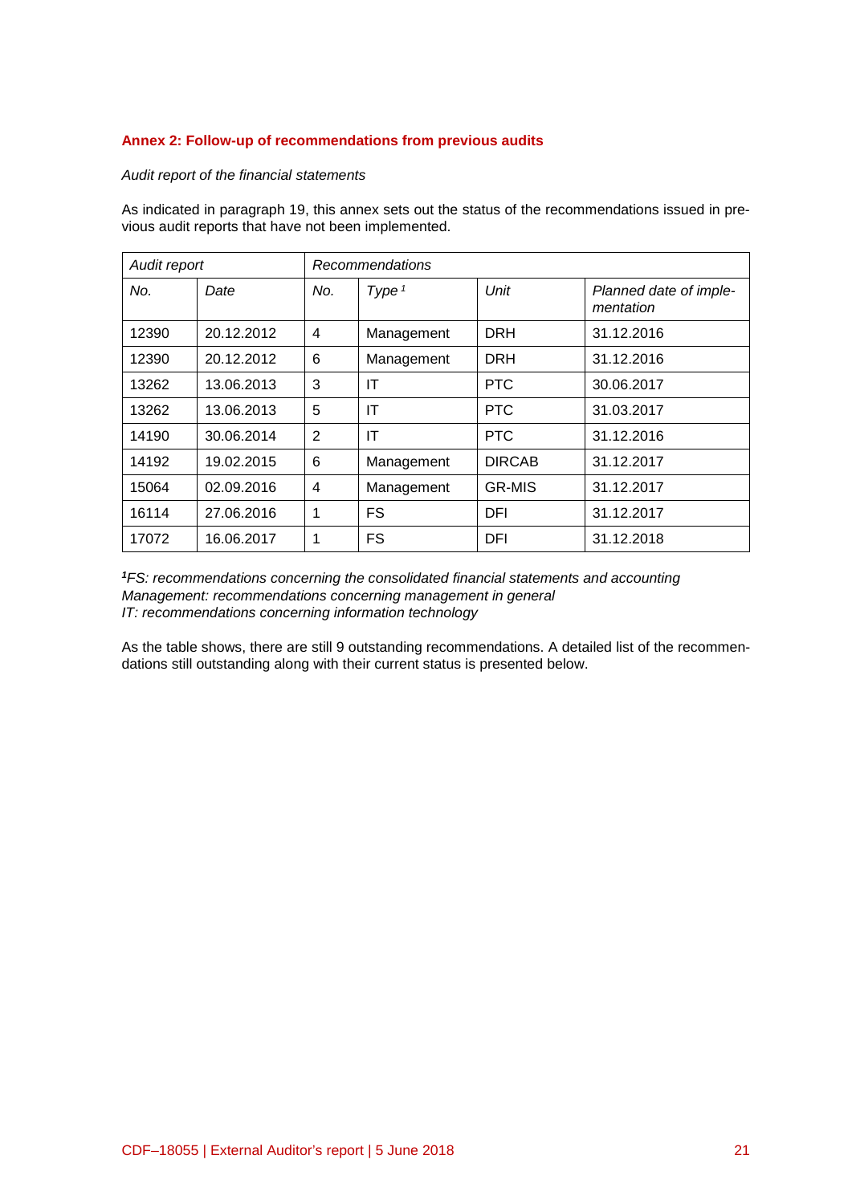**Annex 2: Follow-up of recommendations from previous audits**

*Audit report of the financial statements*

As indicated in paragraph 19, this annex sets out the status of the recommendations issued in previous audit reports that have not been implemented.

| *Audit report* | | *Recommendations* | | | |
|---|---|---|---|---|---|
| *No.* | *Date* | *No.* | *Type* [1] | *Unit* | *Planned date of implementation* |
| 12390 | 20.12.2012 | 4 | Management | DRH | 31.12.2016 |
| 12390 | 20.12.2012 | 6 | Management | DRH | 31.12.2016 |
| 13262 | 13.06.2013 | 3 | IT | PTC | 30.06.2017 |
| 13262 | 13.06.2013 | 5 | IT | PTC | 31.03.2017 |
| 14190 | 30.06.2014 | 2 | IT | PTC | 31.12.2016 |
| 14192 | 19.02.2015 | 6 | Management | DIRCAB | 31.12.2017 |
| 15064 | 02.09.2016 | 4 | Management | GR-MIS | 31.12.2017 |
| 16114 | 27.06.2016 | 1 | FS | DFI | 31.12.2017 |
| 17072 | 16.06.2017 | 1 | FS | DFI | 31.12.2018 |

*[1] FS: recommendations concerning the consolidated financial statements and accounting*
*Management: recommendations concerning management in general*
*IT: recommendations concerning information technology*

As the table shows, there are still 9 outstanding recommendations. A detailed list of the recommendations still outstanding along with their current status is presented below.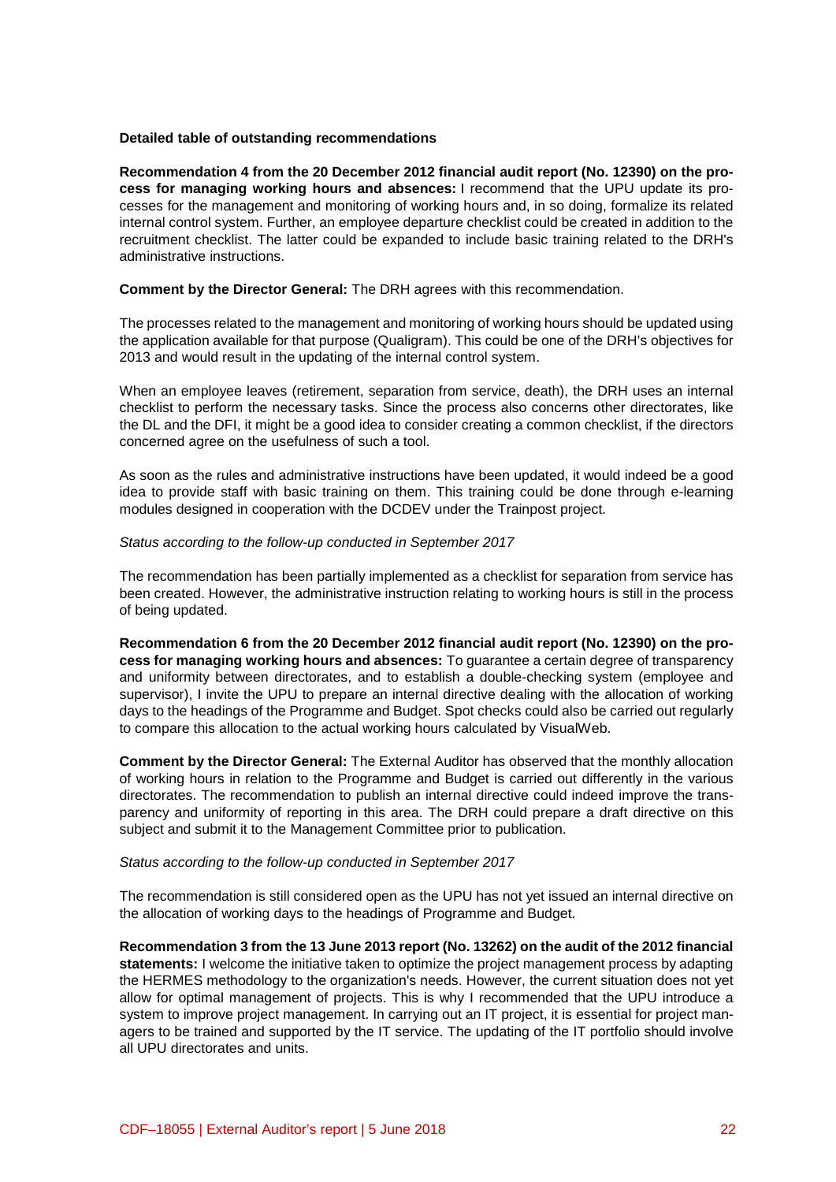**Detailed table of outstanding recommendations**

**Recommendation 4 from the 20 December 2012 financial audit report (No. 12390) on the process for managing working hours and absences:** I recommend that the UPU update its processes for the management and monitoring of working hours and, in so doing, formalize its related internal control system. Further, an employee departure checklist could be created in addition to the recruitment checklist. The latter could be expanded to include basic training related to the DRH's administrative instructions.

**Comment by the Director General:** The DRH agrees with this recommendation.

The processes related to the management and monitoring of working hours should be updated using the application available for that purpose (Qualigram). This could be one of the DRH's objectives for 2013 and would result in the updating of the internal control system.

When an employee leaves (retirement, separation from service, death), the DRH uses an internal checklist to perform the necessary tasks. Since the process also concerns other directorates, like the DL and the DFI, it might be a good idea to consider creating a common checklist, if the directors concerned agree on the usefulness of such a tool.

As soon as the rules and administrative instructions have been updated, it would indeed be a good idea to provide staff with basic training on them. This training could be done through e-learning modules designed in cooperation with the DCDEV under the Trainpost project.

*Status according to the follow-up conducted in September 2017*

The recommendation has been partially implemented as a checklist for separation from service has been created. However, the administrative instruction relating to working hours is still in the process of being updated.

**Recommendation 6 from the 20 December 2012 financial audit report (No. 12390) on the process for managing working hours and absences:** To guarantee a certain degree of transparency and uniformity between directorates, and to establish a double-checking system (employee and supervisor), I invite the UPU to prepare an internal directive dealing with the allocation of working days to the headings of the Programme and Budget. Spot checks could also be carried out regularly to compare this allocation to the actual working hours calculated by VisualWeb.

**Comment by the Director General:** The External Auditor has observed that the monthly allocation of working hours in relation to the Programme and Budget is carried out differently in the various directorates. The recommendation to publish an internal directive could indeed improve the transparency and uniformity of reporting in this area. The DRH could prepare a draft directive on this subject and submit it to the Management Committee prior to publication.

*Status according to the follow-up conducted in September 2017*

The recommendation is still considered open as the UPU has not yet issued an internal directive on the allocation of working days to the headings of Programme and Budget.

**Recommendation 3 from the 13 June 2013 report (No. 13262) on the audit of the 2012 financial statements:** I welcome the initiative taken to optimize the project management process by adapting the HERMES methodology to the organization's needs. However, the current situation does not yet allow for optimal management of projects. This is why I recommended that the UPU introduce a system to improve project management. In carrying out an IT project, it is essential for project managers to be trained and supported by the IT service. The updating of the IT portfolio should involve all UPU directorates and units.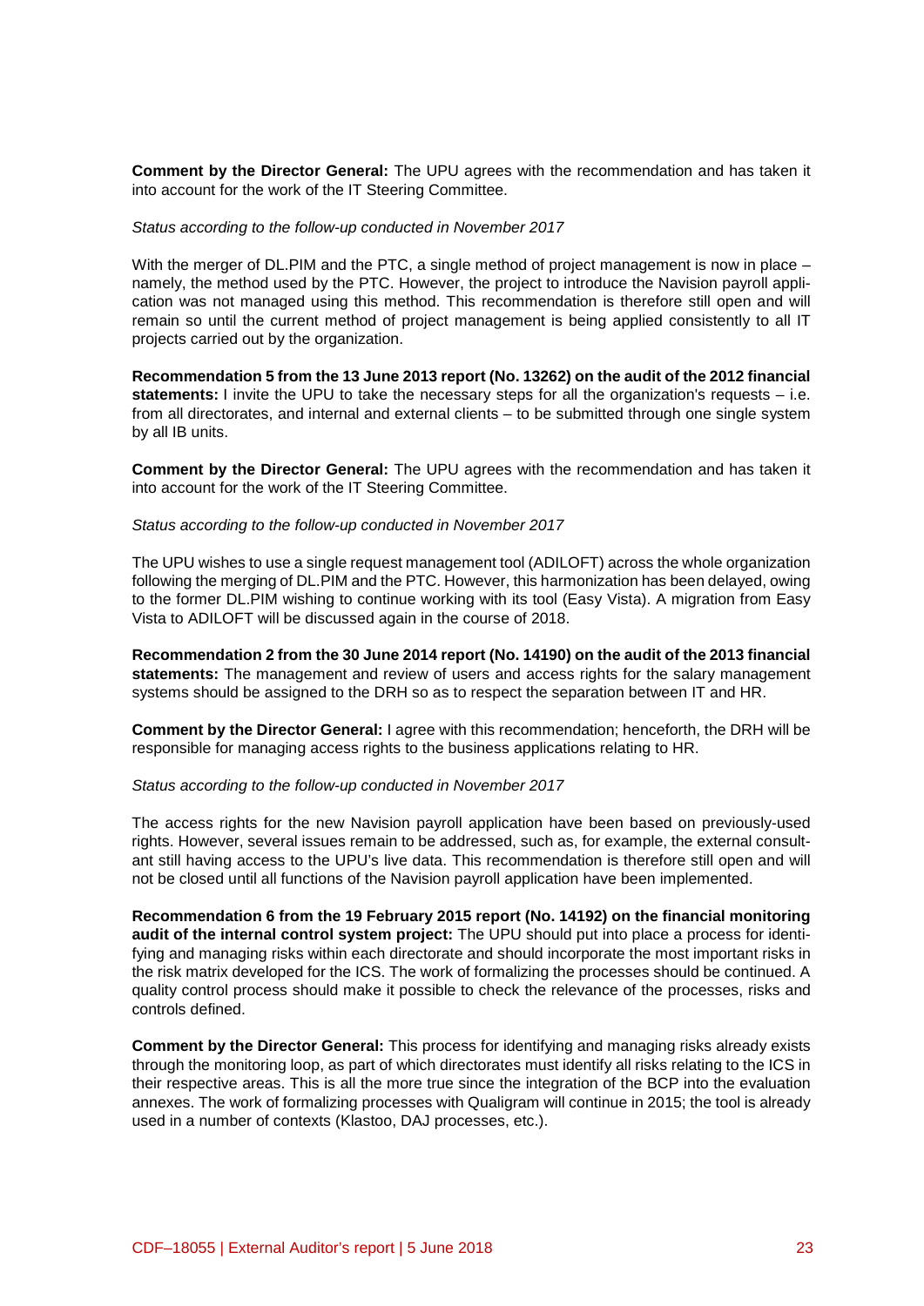**Comment by the Director General:** The UPU agrees with the recommendation and has taken it into account for the work of the IT Steering Committee.

*Status according to the follow-up conducted in November 2017*

With the merger of DL.PIM and the PTC, a single method of project management is now in place – namely, the method used by the PTC. However, the project to introduce the Navision payroll application was not managed using this method. This recommendation is therefore still open and will remain so until the current method of project management is being applied consistently to all IT projects carried out by the organization.

**Recommendation 5 from the 13 June 2013 report (No. 13262) on the audit of the 2012 financial statements:** I invite the UPU to take the necessary steps for all the organization's requests – i.e. from all directorates, and internal and external clients – to be submitted through one single system by all IB units.

**Comment by the Director General:** The UPU agrees with the recommendation and has taken it into account for the work of the IT Steering Committee.

*Status according to the follow-up conducted in November 2017*

The UPU wishes to use a single request management tool (ADILOFT) across the whole organization following the merging of DL.PIM and the PTC. However, this harmonization has been delayed, owing to the former DL.PIM wishing to continue working with its tool (Easy Vista). A migration from Easy Vista to ADILOFT will be discussed again in the course of 2018.

**Recommendation 2 from the 30 June 2014 report (No. 14190) on the audit of the 2013 financial statements:** The management and review of users and access rights for the salary management systems should be assigned to the DRH so as to respect the separation between IT and HR.

**Comment by the Director General:** I agree with this recommendation; henceforth, the DRH will be responsible for managing access rights to the business applications relating to HR.

*Status according to the follow-up conducted in November 2017*

The access rights for the new Navision payroll application have been based on previously-used rights. However, several issues remain to be addressed, such as, for example, the external consultant still having access to the UPU's live data. This recommendation is therefore still open and will not be closed until all functions of the Navision payroll application have been implemented.

**Recommendation 6 from the 19 February 2015 report (No. 14192) on the financial monitoring audit of the internal control system project:** The UPU should put into place a process for identifying and managing risks within each directorate and should incorporate the most important risks in the risk matrix developed for the ICS. The work of formalizing the processes should be continued. A quality control process should make it possible to check the relevance of the processes, risks and controls defined.

**Comment by the Director General:** This process for identifying and managing risks already exists through the monitoring loop, as part of which directorates must identify all risks relating to the ICS in their respective areas. This is all the more true since the integration of the BCP into the evaluation annexes. The work of formalizing processes with Qualigram will continue in 2015; the tool is already used in a number of contexts (Klastoo, DAJ processes, etc.).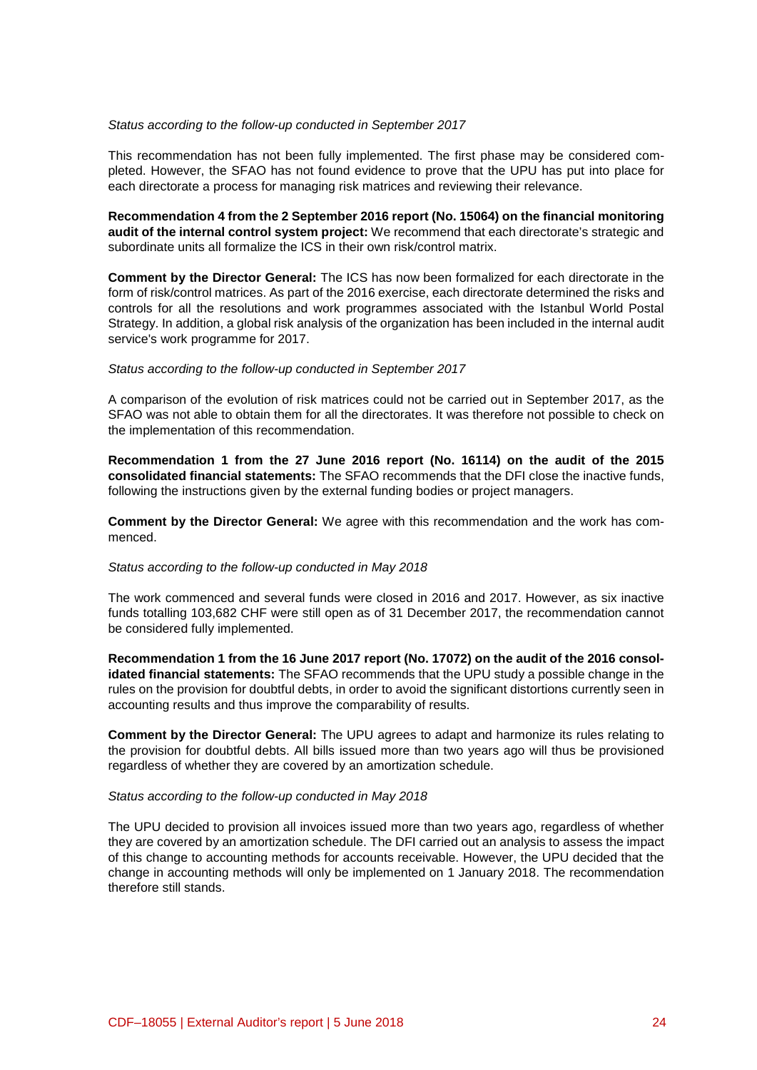*Status according to the follow-up conducted in September 2017*

This recommendation has not been fully implemented. The first phase may be considered completed. However, the SFAO has not found evidence to prove that the UPU has put into place for each directorate a process for managing risk matrices and reviewing their relevance.

**Recommendation 4 from the 2 September 2016 report (No. 15064) on the financial monitoring audit of the internal control system project:** We recommend that each directorate's strategic and subordinate units all formalize the ICS in their own risk/control matrix.

**Comment by the Director General:** The ICS has now been formalized for each directorate in the form of risk/control matrices. As part of the 2016 exercise, each directorate determined the risks and controls for all the resolutions and work programmes associated with the Istanbul World Postal Strategy. In addition, a global risk analysis of the organization has been included in the internal audit service's work programme for 2017.

*Status according to the follow-up conducted in September 2017*

A comparison of the evolution of risk matrices could not be carried out in September 2017, as the SFAO was not able to obtain them for all the directorates. It was therefore not possible to check on the implementation of this recommendation.

**Recommendation 1 from the 27 June 2016 report (No. 16114) on the audit of the 2015 consolidated financial statements:** The SFAO recommends that the DFI close the inactive funds, following the instructions given by the external funding bodies or project managers.

**Comment by the Director General:** We agree with this recommendation and the work has commenced.

*Status according to the follow-up conducted in May 2018*

The work commenced and several funds were closed in 2016 and 2017. However, as six inactive funds totalling 103,682 CHF were still open as of 31 December 2017, the recommendation cannot be considered fully implemented.

**Recommendation 1 from the 16 June 2017 report (No. 17072) on the audit of the 2016 consolidated financial statements:** The SFAO recommends that the UPU study a possible change in the rules on the provision for doubtful debts, in order to avoid the significant distortions currently seen in accounting results and thus improve the comparability of results.

**Comment by the Director General:** The UPU agrees to adapt and harmonize its rules relating to the provision for doubtful debts. All bills issued more than two years ago will thus be provisioned regardless of whether they are covered by an amortization schedule.

*Status according to the follow-up conducted in May 2018*

The UPU decided to provision all invoices issued more than two years ago, regardless of whether they are covered by an amortization schedule. The DFI carried out an analysis to assess the impact of this change to accounting methods for accounts receivable. However, the UPU decided that the change in accounting methods will only be implemented on 1 January 2018. The recommendation therefore still stands.